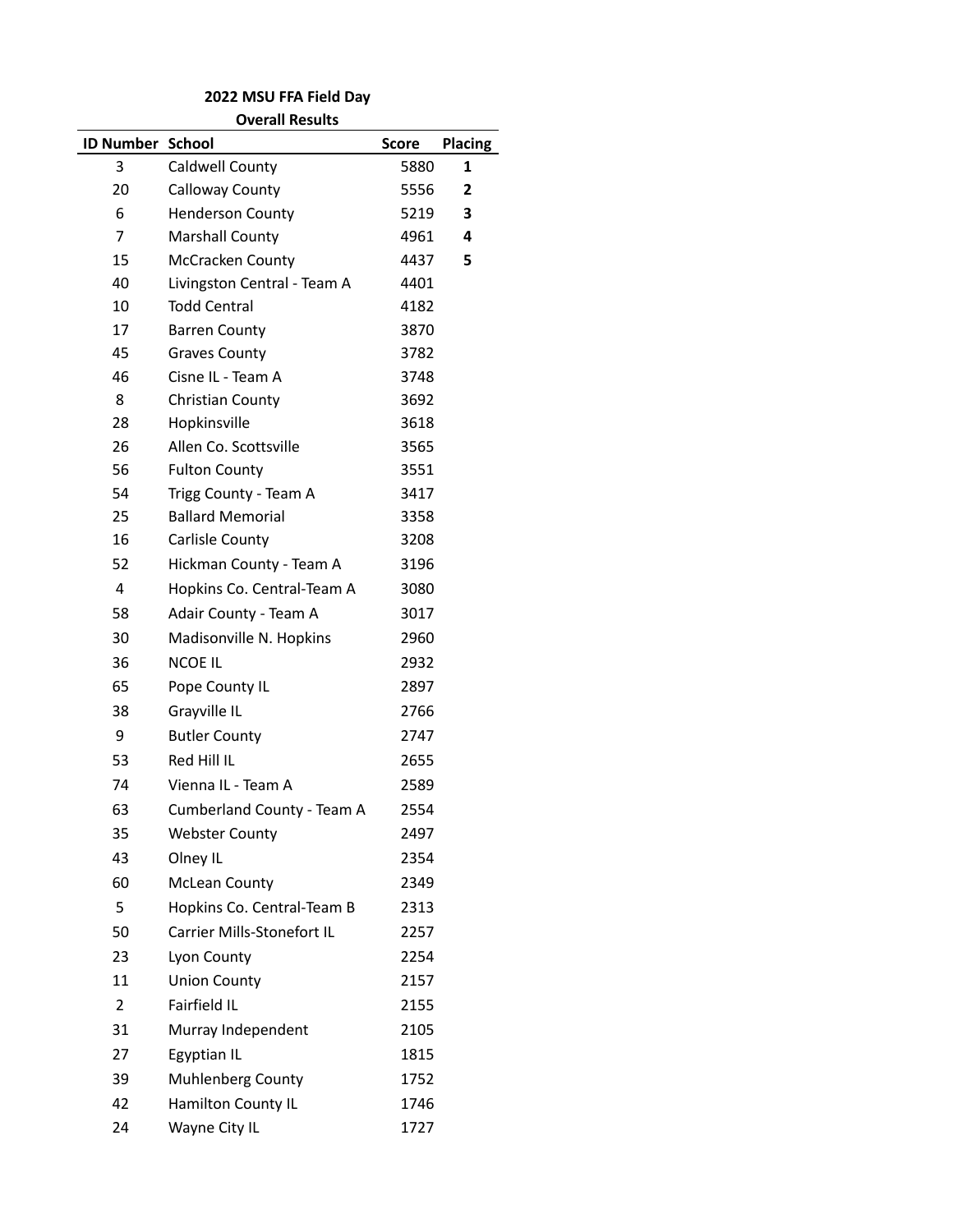## 2022 MSU FFA Field Day

### Overall Results

| ID Number | School | Score | Placing |
|---|---|---|---|
| 3 | Caldwell County | 5880 | **1** |
| 20 | Calloway County | 5556 | **2** |
| 6 | Henderson County | 5219 | **3** |
| 7 | Marshall County | 4961 | **4** |
| 15 | McCracken County | 4437 | **5** |
| 40 | Livingston Central - Team A | 4401 | |
| 10 | Todd Central | 4182 | |
| 17 | Barren County | 3870 | |
| 45 | Graves County | 3782 | |
| 46 | Cisne IL - Team A | 3748 | |
| 8 | Christian County | 3692 | |
| 28 | Hopkinsville | 3618 | |
| 26 | Allen Co. Scottsville | 3565 | |
| 56 | Fulton County | 3551 | |
| 54 | Trigg County - Team A | 3417 | |
| 25 | Ballard Memorial | 3358 | |
| 16 | Carlisle County | 3208 | |
| 52 | Hickman County - Team A | 3196 | |
| 4 | Hopkins Co. Central-Team A | 3080 | |
| 58 | Adair County - Team A | 3017 | |
| 30 | Madisonville N. Hopkins | 2960 | |
| 36 | NCOE IL | 2932 | |
| 65 | Pope County IL | 2897 | |
| 38 | Grayville IL | 2766 | |
| 9 | Butler County | 2747 | |
| 53 | Red Hill IL | 2655 | |
| 74 | Vienna IL - Team A | 2589 | |
| 63 | Cumberland County - Team A | 2554 | |
| 35 | Webster County | 2497 | |
| 43 | Olney IL | 2354 | |
| 60 | McLean County | 2349 | |
| 5 | Hopkins Co. Central-Team B | 2313 | |
| 50 | Carrier Mills-Stonefort IL | 2257 | |
| 23 | Lyon County | 2254 | |
| 11 | Union County | 2157 | |
| 2 | Fairfield IL | 2155 | |
| 31 | Murray Independent | 2105 | |
| 27 | Egyptian IL | 1815 | |
| 39 | Muhlenberg County | 1752 | |
| 42 | Hamilton County IL | 1746 | |
| 24 | Wayne City IL | 1727 | |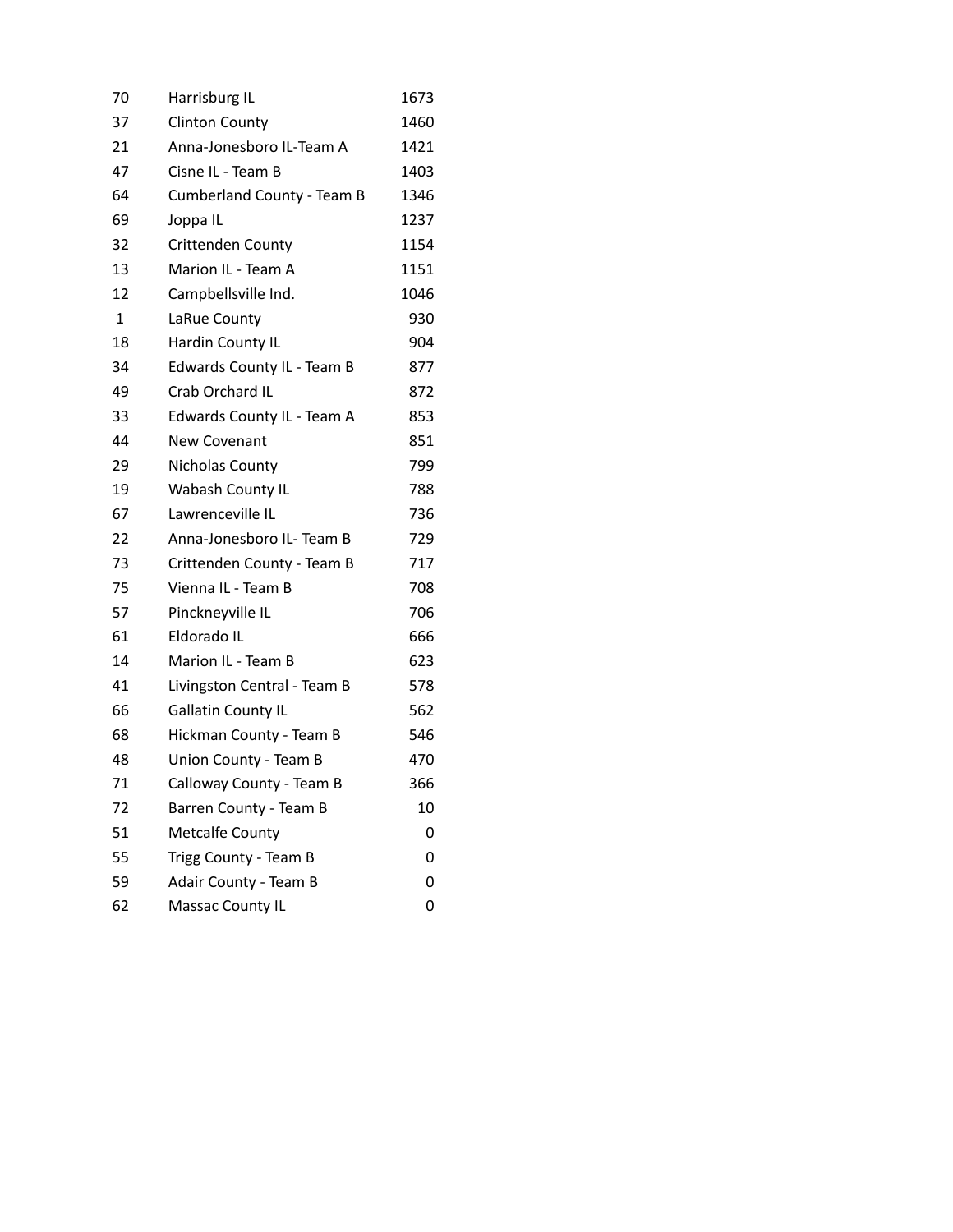| | | |
|---|---|---|
| 70 | Harrisburg IL | 1673 |
| 37 | Clinton County | 1460 |
| 21 | Anna-Jonesboro IL-Team A | 1421 |
| 47 | Cisne IL - Team B | 1403 |
| 64 | Cumberland County - Team B | 1346 |
| 69 | Joppa IL | 1237 |
| 32 | Crittenden County | 1154 |
| 13 | Marion IL - Team A | 1151 |
| 12 | Campbellsville Ind. | 1046 |
| 1 | LaRue County | 930 |
| 18 | Hardin County IL | 904 |
| 34 | Edwards County IL - Team B | 877 |
| 49 | Crab Orchard IL | 872 |
| 33 | Edwards County IL - Team A | 853 |
| 44 | New Covenant | 851 |
| 29 | Nicholas County | 799 |
| 19 | Wabash County IL | 788 |
| 67 | Lawrenceville IL | 736 |
| 22 | Anna-Jonesboro IL- Team B | 729 |
| 73 | Crittenden County - Team B | 717 |
| 75 | Vienna IL - Team B | 708 |
| 57 | Pinckneyville IL | 706 |
| 61 | Eldorado IL | 666 |
| 14 | Marion IL - Team B | 623 |
| 41 | Livingston Central - Team B | 578 |
| 66 | Gallatin County IL | 562 |
| 68 | Hickman County - Team B | 546 |
| 48 | Union County - Team B | 470 |
| 71 | Calloway County - Team B | 366 |
| 72 | Barren County - Team B | 10 |
| 51 | Metcalfe County | 0 |
| 55 | Trigg County - Team B | 0 |
| 59 | Adair County - Team B | 0 |
| 62 | Massac County IL | 0 |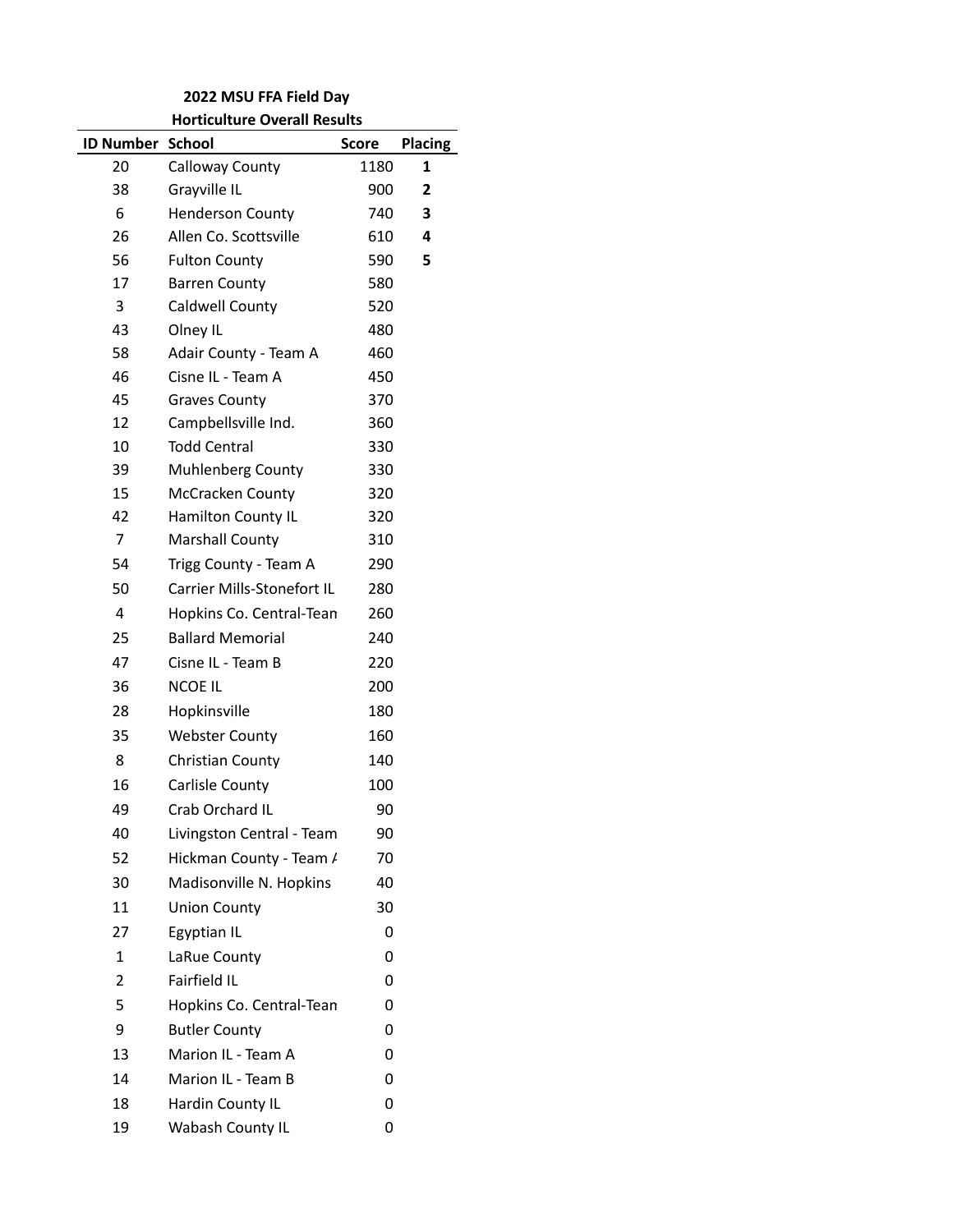**2022 MSU FFA Field Day**

**Horticulture Overall Results**

| ID Number | School | Score | Placing |
|---|---|---|---|
| 20 | Calloway County | 1180 | **1** |
| 38 | Grayville IL | 900 | **2** |
| 6 | Henderson County | 740 | **3** |
| 26 | Allen Co. Scottsville | 610 | **4** |
| 56 | Fulton County | 590 | **5** |
| 17 | Barren County | 580 | |
| 3 | Caldwell County | 520 | |
| 43 | Olney IL | 480 | |
| 58 | Adair County - Team A | 460 | |
| 46 | Cisne IL - Team A | 450 | |
| 45 | Graves County | 370 | |
| 12 | Campbellsville Ind. | 360 | |
| 10 | Todd Central | 330 | |
| 39 | Muhlenberg County | 330 | |
| 15 | McCracken County | 320 | |
| 42 | Hamilton County IL | 320 | |
| 7 | Marshall County | 310 | |
| 54 | Trigg County - Team A | 290 | |
| 50 | Carrier Mills-Stonefort IL | 280 | |
| 4 | Hopkins Co. Central-Tean | 260 | |
| 25 | Ballard Memorial | 240 | |
| 47 | Cisne IL - Team B | 220 | |
| 36 | NCOE IL | 200 | |
| 28 | Hopkinsville | 180 | |
| 35 | Webster County | 160 | |
| 8 | Christian County | 140 | |
| 16 | Carlisle County | 100 | |
| 49 | Crab Orchard IL | 90 | |
| 40 | Livingston Central - Team | 90 | |
| 52 | Hickman County - Team / | 70 | |
| 30 | Madisonville N. Hopkins | 40 | |
| 11 | Union County | 30 | |
| 27 | Egyptian IL | 0 | |
| 1 | LaRue County | 0 | |
| 2 | Fairfield IL | 0 | |
| 5 | Hopkins Co. Central-Tean | 0 | |
| 9 | Butler County | 0 | |
| 13 | Marion IL - Team A | 0 | |
| 14 | Marion IL - Team B | 0 | |
| 18 | Hardin County IL | 0 | |
| 19 | Wabash County IL | 0 | |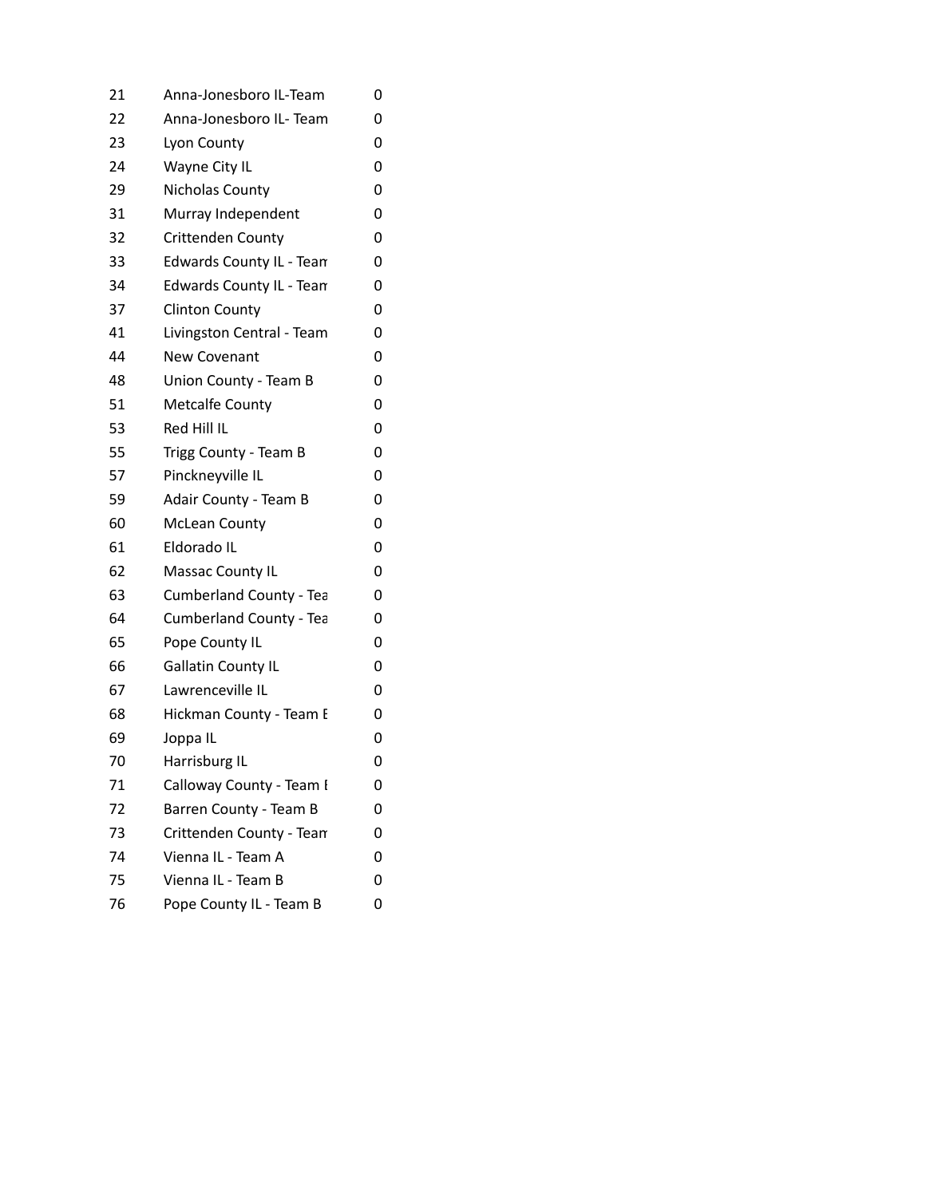| | | |
|---|---|---|
| 21 | Anna-Jonesboro IL-Team | 0 |
| 22 | Anna-Jonesboro IL- Team | 0 |
| 23 | Lyon County | 0 |
| 24 | Wayne City IL | 0 |
| 29 | Nicholas County | 0 |
| 31 | Murray Independent | 0 |
| 32 | Crittenden County | 0 |
| 33 | Edwards County IL - Team | 0 |
| 34 | Edwards County IL - Team | 0 |
| 37 | Clinton County | 0 |
| 41 | Livingston Central - Team | 0 |
| 44 | New Covenant | 0 |
| 48 | Union County - Team B | 0 |
| 51 | Metcalfe County | 0 |
| 53 | Red Hill IL | 0 |
| 55 | Trigg County - Team B | 0 |
| 57 | Pinckneyville IL | 0 |
| 59 | Adair County - Team B | 0 |
| 60 | McLean County | 0 |
| 61 | Eldorado IL | 0 |
| 62 | Massac County IL | 0 |
| 63 | Cumberland County - Tea | 0 |
| 64 | Cumberland County - Tea | 0 |
| 65 | Pope County IL | 0 |
| 66 | Gallatin County IL | 0 |
| 67 | Lawrenceville IL | 0 |
| 68 | Hickman County - Team E | 0 |
| 69 | Joppa IL | 0 |
| 70 | Harrisburg IL | 0 |
| 71 | Calloway County - Team E | 0 |
| 72 | Barren County - Team B | 0 |
| 73 | Crittenden County - Team | 0 |
| 74 | Vienna IL - Team A | 0 |
| 75 | Vienna IL - Team B | 0 |
| 76 | Pope County IL - Team B | 0 |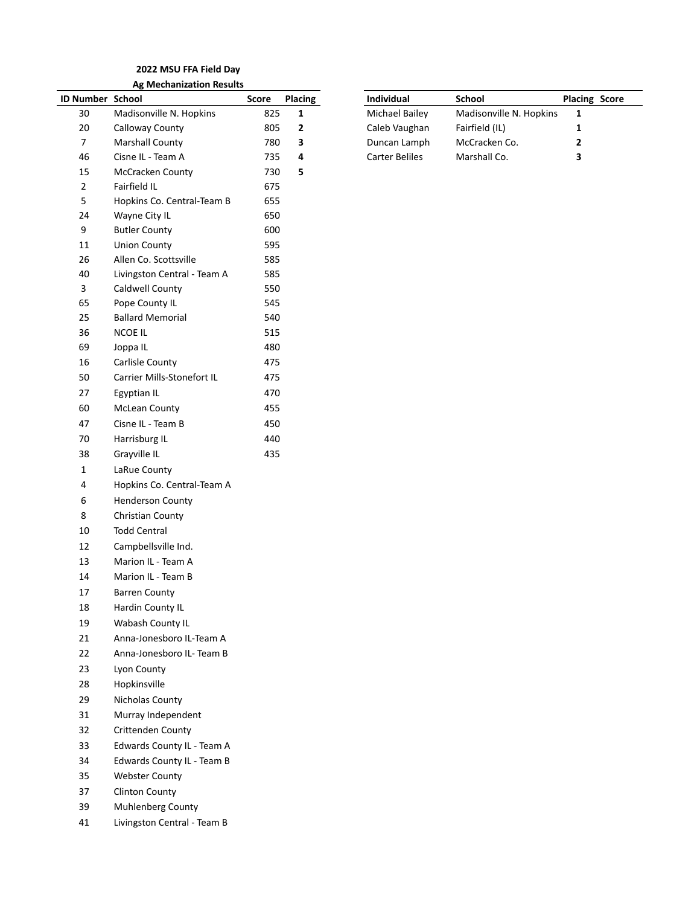**2022 MSU FFA Field Day**

**Ag Mechanization Results**

| ID Number | School | Score | Placing |
|---|---|---|---|
| 30 | Madisonville N. Hopkins | 825 | **1** |
| 20 | Calloway County | 805 | **2** |
| 7 | Marshall County | 780 | **3** |
| 46 | Cisne IL - Team A | 735 | **4** |
| 15 | McCracken County | 730 | **5** |
| 2 | Fairfield IL | 675 | |
| 5 | Hopkins Co. Central-Team B | 655 | |
| 24 | Wayne City IL | 650 | |
| 9 | Butler County | 600 | |
| 11 | Union County | 595 | |
| 26 | Allen Co. Scottsville | 585 | |
| 40 | Livingston Central - Team A | 585 | |
| 3 | Caldwell County | 550 | |
| 65 | Pope County IL | 545 | |
| 25 | Ballard Memorial | 540 | |
| 36 | NCOE IL | 515 | |
| 69 | Joppa IL | 480 | |
| 16 | Carlisle County | 475 | |
| 50 | Carrier Mills-Stonefort IL | 475 | |
| 27 | Egyptian IL | 470 | |
| 60 | McLean County | 455 | |
| 47 | Cisne IL - Team B | 450 | |
| 70 | Harrisburg IL | 440 | |
| 38 | Grayville IL | 435 | |
| 1 | LaRue County | | |
| 4 | Hopkins Co. Central-Team A | | |
| 6 | Henderson County | | |
| 8 | Christian County | | |
| 10 | Todd Central | | |
| 12 | Campbellsville Ind. | | |
| 13 | Marion IL - Team A | | |
| 14 | Marion IL - Team B | | |
| 17 | Barren County | | |
| 18 | Hardin County IL | | |
| 19 | Wabash County IL | | |
| 21 | Anna-Jonesboro IL-Team A | | |
| 22 | Anna-Jonesboro IL- Team B | | |
| 23 | Lyon County | | |
| 28 | Hopkinsville | | |
| 29 | Nicholas County | | |
| 31 | Murray Independent | | |
| 32 | Crittenden County | | |
| 33 | Edwards County IL - Team A | | |
| 34 | Edwards County IL - Team B | | |
| 35 | Webster County | | |
| 37 | Clinton County | | |
| 39 | Muhlenberg County | | |
| 41 | Livingston Central - Team B | | |

| Individual | School | Placing | Score |
|---|---|---|---|
| Michael Bailey | Madisonville N. Hopkins | **1** | |
| Caleb Vaughan | Fairfield (IL) | **1** | |
| Duncan Lamph | McCracken Co. | **2** | |
| Carter Beliles | Marshall Co. | **3** | |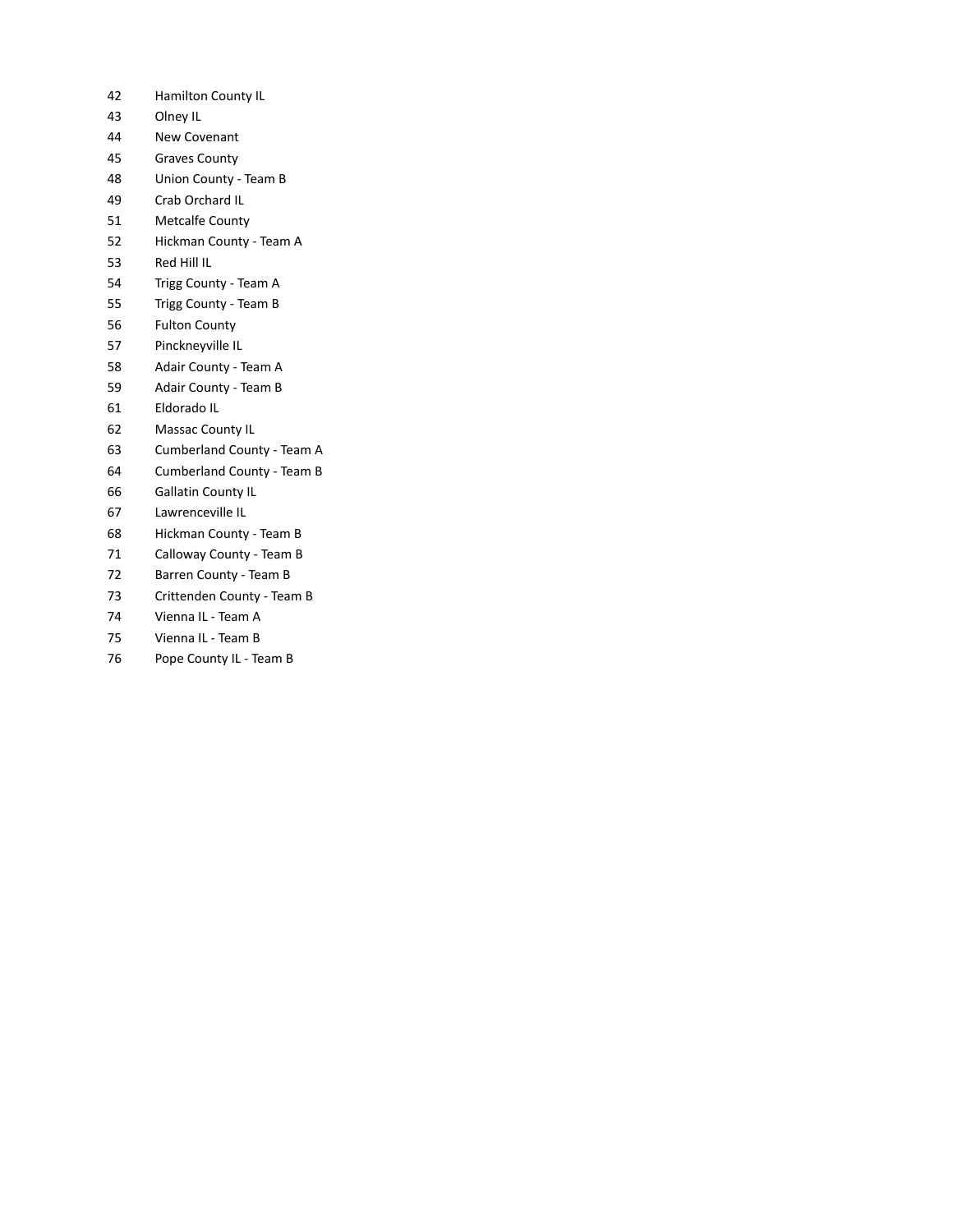| | |
|---|---|
| 42 | Hamilton County IL |
| 43 | Olney IL |
| 44 | New Covenant |
| 45 | Graves County |
| 48 | Union County - Team B |
| 49 | Crab Orchard IL |
| 51 | Metcalfe County |
| 52 | Hickman County - Team A |
| 53 | Red Hill IL |
| 54 | Trigg County - Team A |
| 55 | Trigg County - Team B |
| 56 | Fulton County |
| 57 | Pinckneyville IL |
| 58 | Adair County - Team A |
| 59 | Adair County - Team B |
| 61 | Eldorado IL |
| 62 | Massac County IL |
| 63 | Cumberland County - Team A |
| 64 | Cumberland County - Team B |
| 66 | Gallatin County IL |
| 67 | Lawrenceville IL |
| 68 | Hickman County - Team B |
| 71 | Calloway County - Team B |
| 72 | Barren County - Team B |
| 73 | Crittenden County - Team B |
| 74 | Vienna IL - Team A |
| 75 | Vienna IL - Team B |
| 76 | Pope County IL - Team B |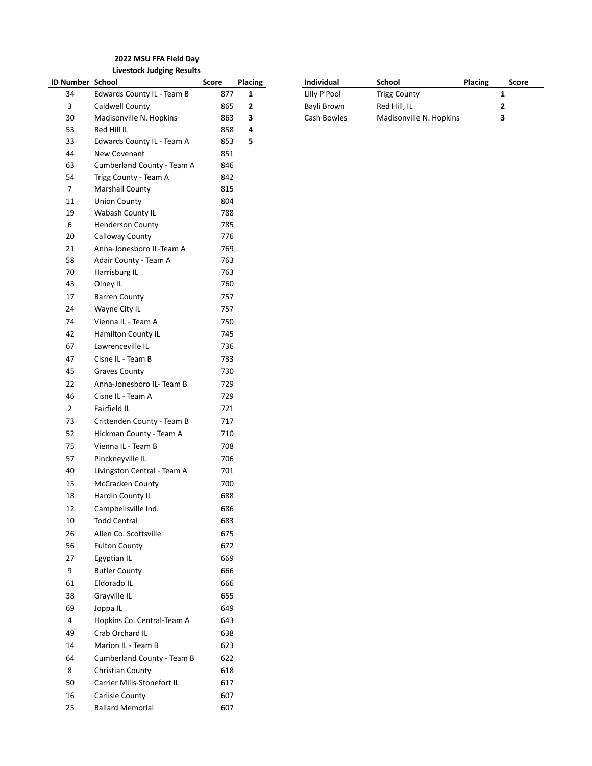## 2022 MSU FFA Field Day

### Livestock Judging Results

| ID Number | School | Score | Placing |
|---|---|---|---|
| 34 | Edwards County IL - Team B | 877 | **1** |
| 3 | Caldwell County | 865 | **2** |
| 30 | Madisonville N. Hopkins | 863 | **3** |
| 53 | Red Hill IL | 858 | **4** |
| 33 | Edwards County IL - Team A | 853 | **5** |
| 44 | New Covenant | 851 | |
| 63 | Cumberland County - Team A | 846 | |
| 54 | Trigg County - Team A | 842 | |
| 7 | Marshall County | 815 | |
| 11 | Union County | 804 | |
| 19 | Wabash County IL | 788 | |
| 6 | Henderson County | 785 | |
| 20 | Calloway County | 776 | |
| 21 | Anna-Jonesboro IL-Team A | 769 | |
| 58 | Adair County - Team A | 763 | |
| 70 | Harrisburg IL | 763 | |
| 43 | Olney IL | 760 | |
| 17 | Barren County | 757 | |
| 24 | Wayne City IL | 757 | |
| 74 | Vienna IL - Team A | 750 | |
| 42 | Hamilton County IL | 745 | |
| 67 | Lawrenceville IL | 736 | |
| 47 | Cisne IL - Team B | 733 | |
| 45 | Graves County | 730 | |
| 22 | Anna-Jonesboro IL- Team B | 729 | |
| 46 | Cisne IL - Team A | 729 | |
| 2 | Fairfield IL | 721 | |
| 73 | Crittenden County - Team B | 717 | |
| 52 | Hickman County - Team A | 710 | |
| 75 | Vienna IL - Team B | 708 | |
| 57 | Pinckneyville IL | 706 | |
| 40 | Livingston Central - Team A | 701 | |
| 15 | McCracken County | 700 | |
| 18 | Hardin County IL | 688 | |
| 12 | Campbellsville Ind. | 686 | |
| 10 | Todd Central | 683 | |
| 26 | Allen Co. Scottsville | 675 | |
| 56 | Fulton County | 672 | |
| 27 | Egyptian IL | 669 | |
| 9 | Butler County | 666 | |
| 61 | Eldorado IL | 666 | |
| 38 | Grayville IL | 655 | |
| 69 | Joppa IL | 649 | |
| 4 | Hopkins Co. Central-Team A | 643 | |
| 49 | Crab Orchard IL | 638 | |
| 14 | Marion IL - Team B | 623 | |
| 64 | Cumberland County - Team B | 622 | |
| 8 | Christian County | 618 | |
| 50 | Carrier Mills-Stonefort IL | 617 | |
| 16 | Carlisle County | 607 | |
| 25 | Ballard Memorial | 607 | |

| Individual | School | Placing | Score |
|---|---|---|---|
| Lilly P'Pool | Trigg County | **1** | |
| Bayli Brown | Red Hill, IL | **2** | |
| Cash Bowles | Madisonville N. Hopkins | **3** | |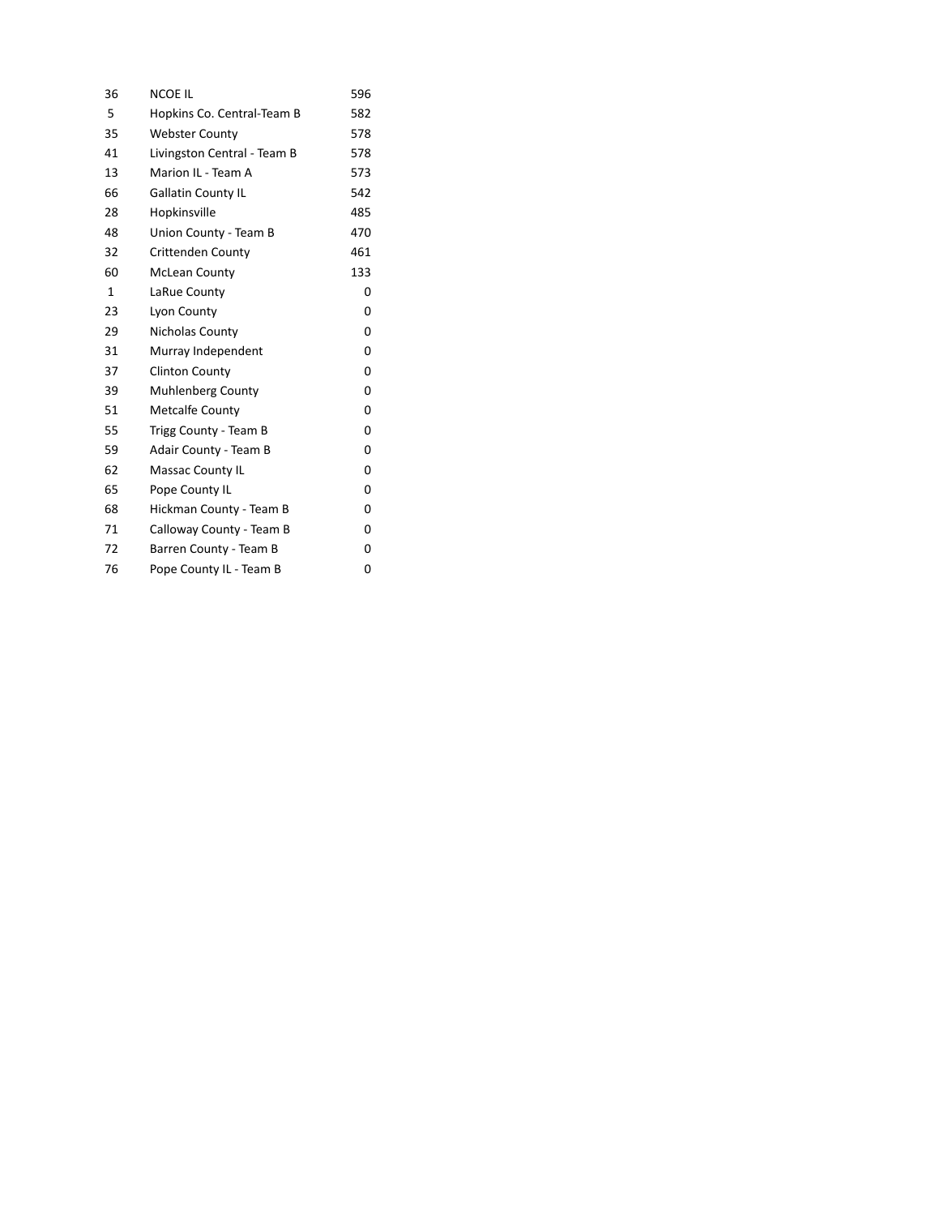| | | |
|---|---|---|
| 36 | NCOE IL | 596 |
| 5 | Hopkins Co. Central-Team B | 582 |
| 35 | Webster County | 578 |
| 41 | Livingston Central - Team B | 578 |
| 13 | Marion IL - Team A | 573 |
| 66 | Gallatin County IL | 542 |
| 28 | Hopkinsville | 485 |
| 48 | Union County - Team B | 470 |
| 32 | Crittenden County | 461 |
| 60 | McLean County | 133 |
| 1 | LaRue County | 0 |
| 23 | Lyon County | 0 |
| 29 | Nicholas County | 0 |
| 31 | Murray Independent | 0 |
| 37 | Clinton County | 0 |
| 39 | Muhlenberg County | 0 |
| 51 | Metcalfe County | 0 |
| 55 | Trigg County - Team B | 0 |
| 59 | Adair County - Team B | 0 |
| 62 | Massac County IL | 0 |
| 65 | Pope County IL | 0 |
| 68 | Hickman County - Team B | 0 |
| 71 | Calloway County - Team B | 0 |
| 72 | Barren County - Team B | 0 |
| 76 | Pope County IL - Team B | 0 |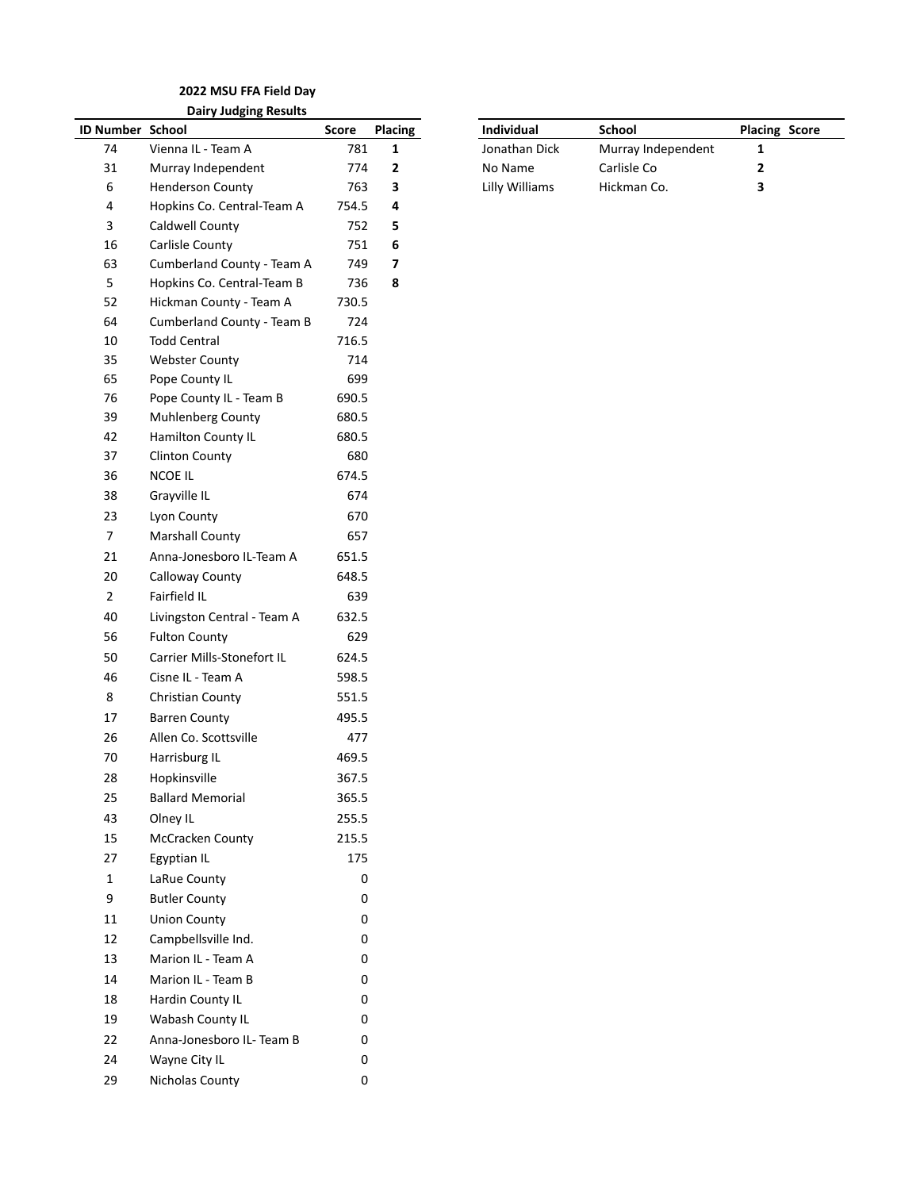## 2022 MSU FFA Field Day

### Dairy Judging Results

| ID Number | School | Score | Placing |
|---|---|---|---|
| 74 | Vienna IL - Team A | 781 | **1** |
| 31 | Murray Independent | 774 | **2** |
| 6 | Henderson County | 763 | **3** |
| 4 | Hopkins Co. Central-Team A | 754.5 | **4** |
| 3 | Caldwell County | 752 | **5** |
| 16 | Carlisle County | 751 | **6** |
| 63 | Cumberland County - Team A | 749 | **7** |
| 5 | Hopkins Co. Central-Team B | 736 | **8** |
| 52 | Hickman County - Team A | 730.5 | |
| 64 | Cumberland County - Team B | 724 | |
| 10 | Todd Central | 716.5 | |
| 35 | Webster County | 714 | |
| 65 | Pope County IL | 699 | |
| 76 | Pope County IL - Team B | 690.5 | |
| 39 | Muhlenberg County | 680.5 | |
| 42 | Hamilton County IL | 680.5 | |
| 37 | Clinton County | 680 | |
| 36 | NCOE IL | 674.5 | |
| 38 | Grayville IL | 674 | |
| 23 | Lyon County | 670 | |
| 7 | Marshall County | 657 | |
| 21 | Anna-Jonesboro IL-Team A | 651.5 | |
| 20 | Calloway County | 648.5 | |
| 2 | Fairfield IL | 639 | |
| 40 | Livingston Central - Team A | 632.5 | |
| 56 | Fulton County | 629 | |
| 50 | Carrier Mills-Stonefort IL | 624.5 | |
| 46 | Cisne IL - Team A | 598.5 | |
| 8 | Christian County | 551.5 | |
| 17 | Barren County | 495.5 | |
| 26 | Allen Co. Scottsville | 477 | |
| 70 | Harrisburg IL | 469.5 | |
| 28 | Hopkinsville | 367.5 | |
| 25 | Ballard Memorial | 365.5 | |
| 43 | Olney IL | 255.5 | |
| 15 | McCracken County | 215.5 | |
| 27 | Egyptian IL | 175 | |
| 1 | LaRue County | 0 | |
| 9 | Butler County | 0 | |
| 11 | Union County | 0 | |
| 12 | Campbellsville Ind. | 0 | |
| 13 | Marion IL - Team A | 0 | |
| 14 | Marion IL - Team B | 0 | |
| 18 | Hardin County IL | 0 | |
| 19 | Wabash County IL | 0 | |
| 22 | Anna-Jonesboro IL- Team B | 0 | |
| 24 | Wayne City IL | 0 | |
| 29 | Nicholas County | 0 | |

| Individual | School | Placing | Score |
|---|---|---|---|
| Jonathan Dick | Murray Independent | **1** | |
| No Name | Carlisle Co | **2** | |
| Lilly Williams | Hickman Co. | **3** | |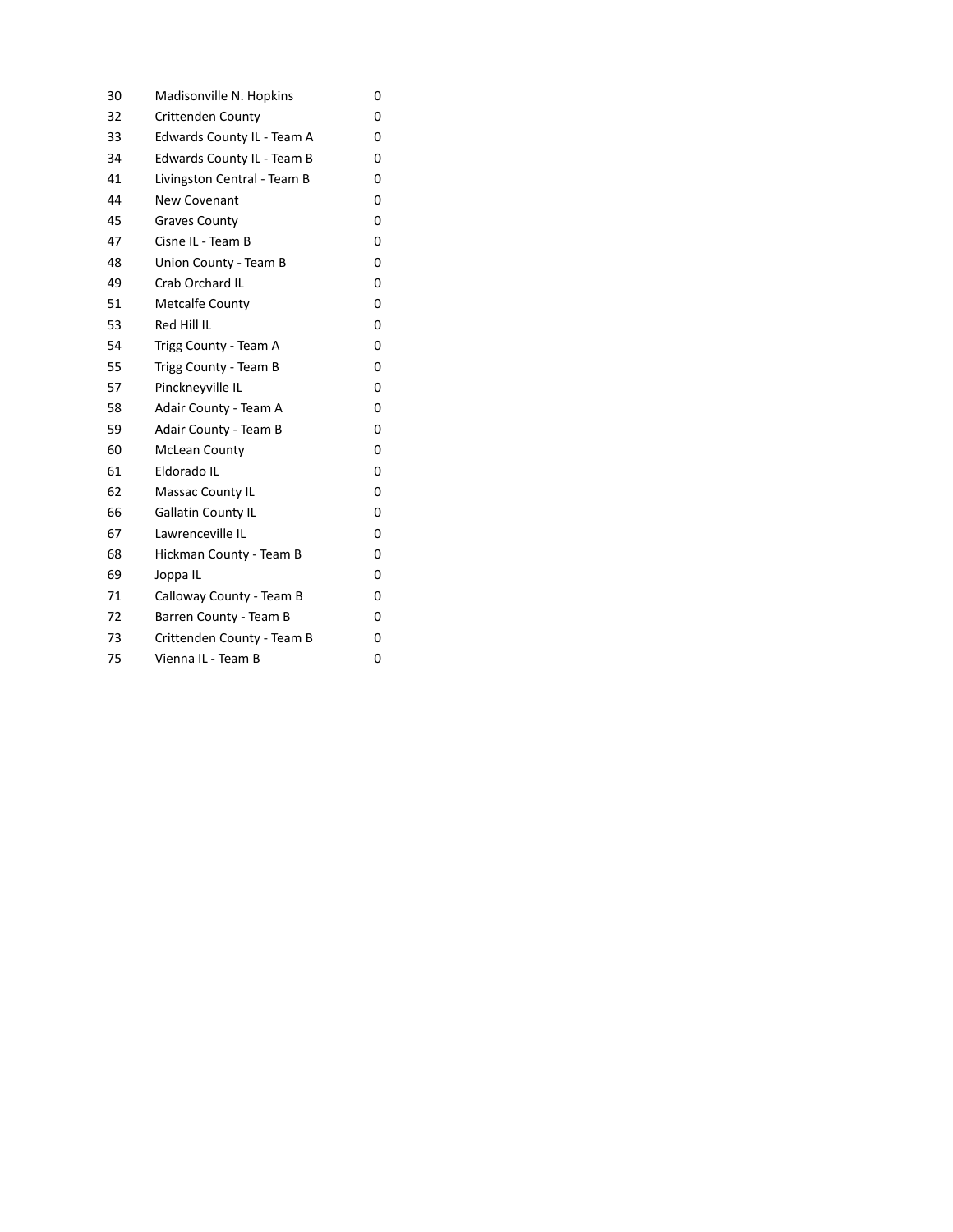| | | |
|---|---|---|
| 30 | Madisonville N. Hopkins | 0 |
| 32 | Crittenden County | 0 |
| 33 | Edwards County IL - Team A | 0 |
| 34 | Edwards County IL - Team B | 0 |
| 41 | Livingston Central - Team B | 0 |
| 44 | New Covenant | 0 |
| 45 | Graves County | 0 |
| 47 | Cisne IL - Team B | 0 |
| 48 | Union County - Team B | 0 |
| 49 | Crab Orchard IL | 0 |
| 51 | Metcalfe County | 0 |
| 53 | Red Hill IL | 0 |
| 54 | Trigg County - Team A | 0 |
| 55 | Trigg County - Team B | 0 |
| 57 | Pinckneyville IL | 0 |
| 58 | Adair County - Team A | 0 |
| 59 | Adair County - Team B | 0 |
| 60 | McLean County | 0 |
| 61 | Eldorado IL | 0 |
| 62 | Massac County IL | 0 |
| 66 | Gallatin County IL | 0 |
| 67 | Lawrenceville IL | 0 |
| 68 | Hickman County - Team B | 0 |
| 69 | Joppa IL | 0 |
| 71 | Calloway County - Team B | 0 |
| 72 | Barren County - Team B | 0 |
| 73 | Crittenden County - Team B | 0 |
| 75 | Vienna IL - Team B | 0 |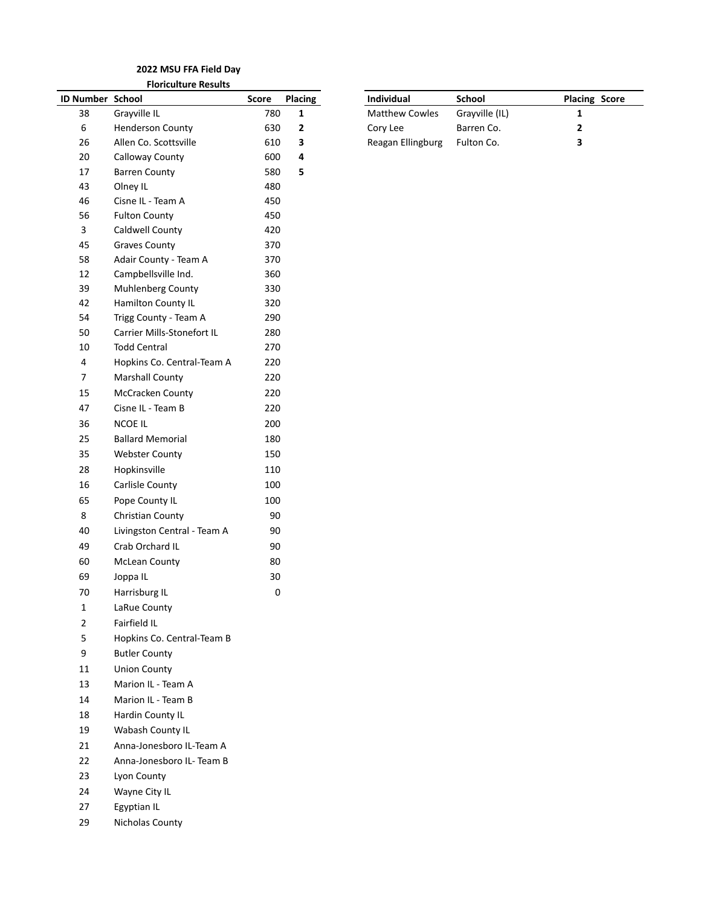**2022 MSU FFA Field Day**

**Floriculture Results**

| ID Number | School | Score | Placing |
|---|---|---|---|
| 38 | Grayville IL | 780 | **1** |
| 6 | Henderson County | 630 | **2** |
| 26 | Allen Co. Scottsville | 610 | **3** |
| 20 | Calloway County | 600 | **4** |
| 17 | Barren County | 580 | **5** |
| 43 | Olney IL | 480 | |
| 46 | Cisne IL - Team A | 450 | |
| 56 | Fulton County | 450 | |
| 3 | Caldwell County | 420 | |
| 45 | Graves County | 370 | |
| 58 | Adair County - Team A | 370 | |
| 12 | Campbellsville Ind. | 360 | |
| 39 | Muhlenberg County | 330 | |
| 42 | Hamilton County IL | 320 | |
| 54 | Trigg County - Team A | 290 | |
| 50 | Carrier Mills-Stonefort IL | 280 | |
| 10 | Todd Central | 270 | |
| 4 | Hopkins Co. Central-Team A | 220 | |
| 7 | Marshall County | 220 | |
| 15 | McCracken County | 220 | |
| 47 | Cisne IL - Team B | 220 | |
| 36 | NCOE IL | 200 | |
| 25 | Ballard Memorial | 180 | |
| 35 | Webster County | 150 | |
| 28 | Hopkinsville | 110 | |
| 16 | Carlisle County | 100 | |
| 65 | Pope County IL | 100 | |
| 8 | Christian County | 90 | |
| 40 | Livingston Central - Team A | 90 | |
| 49 | Crab Orchard IL | 90 | |
| 60 | McLean County | 80 | |
| 69 | Joppa IL | 30 | |
| 70 | Harrisburg IL | 0 | |
| 1 | LaRue County | | |
| 2 | Fairfield IL | | |
| 5 | Hopkins Co. Central-Team B | | |
| 9 | Butler County | | |
| 11 | Union County | | |
| 13 | Marion IL - Team A | | |
| 14 | Marion IL - Team B | | |
| 18 | Hardin County IL | | |
| 19 | Wabash County IL | | |
| 21 | Anna-Jonesboro IL-Team A | | |
| 22 | Anna-Jonesboro IL- Team B | | |
| 23 | Lyon County | | |
| 24 | Wayne City IL | | |
| 27 | Egyptian IL | | |
| 29 | Nicholas County | | |

| Individual | School | Placing | Score |
|---|---|---|---|
| Matthew Cowles | Grayville (IL) | **1** | |
| Cory Lee | Barren Co. | **2** | |
| Reagan Ellingburg | Fulton Co. | **3** | |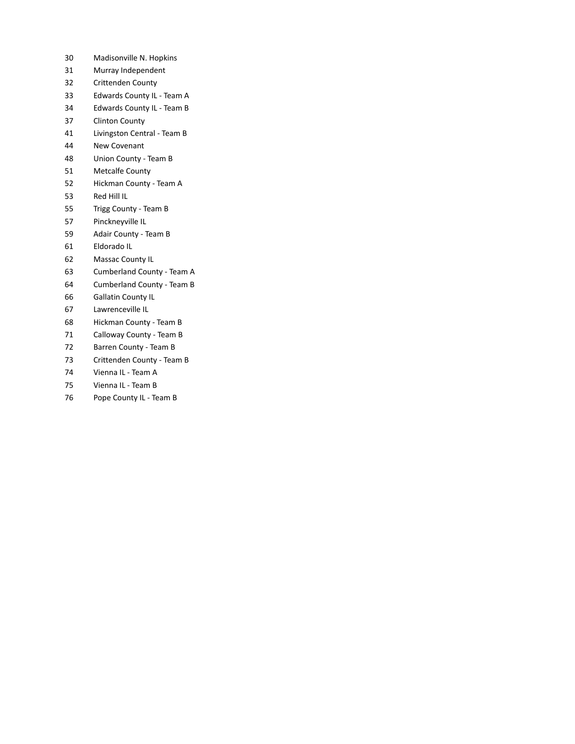| | |
|---|---|
| 30 | Madisonville N. Hopkins |
| 31 | Murray Independent |
| 32 | Crittenden County |
| 33 | Edwards County IL - Team A |
| 34 | Edwards County IL - Team B |
| 37 | Clinton County |
| 41 | Livingston Central - Team B |
| 44 | New Covenant |
| 48 | Union County - Team B |
| 51 | Metcalfe County |
| 52 | Hickman County - Team A |
| 53 | Red Hill IL |
| 55 | Trigg County - Team B |
| 57 | Pinckneyville IL |
| 59 | Adair County - Team B |
| 61 | Eldorado IL |
| 62 | Massac County IL |
| 63 | Cumberland County - Team A |
| 64 | Cumberland County - Team B |
| 66 | Gallatin County IL |
| 67 | Lawrenceville IL |
| 68 | Hickman County - Team B |
| 71 | Calloway County - Team B |
| 72 | Barren County - Team B |
| 73 | Crittenden County - Team B |
| 74 | Vienna IL - Team A |
| 75 | Vienna IL - Team B |
| 76 | Pope County IL - Team B |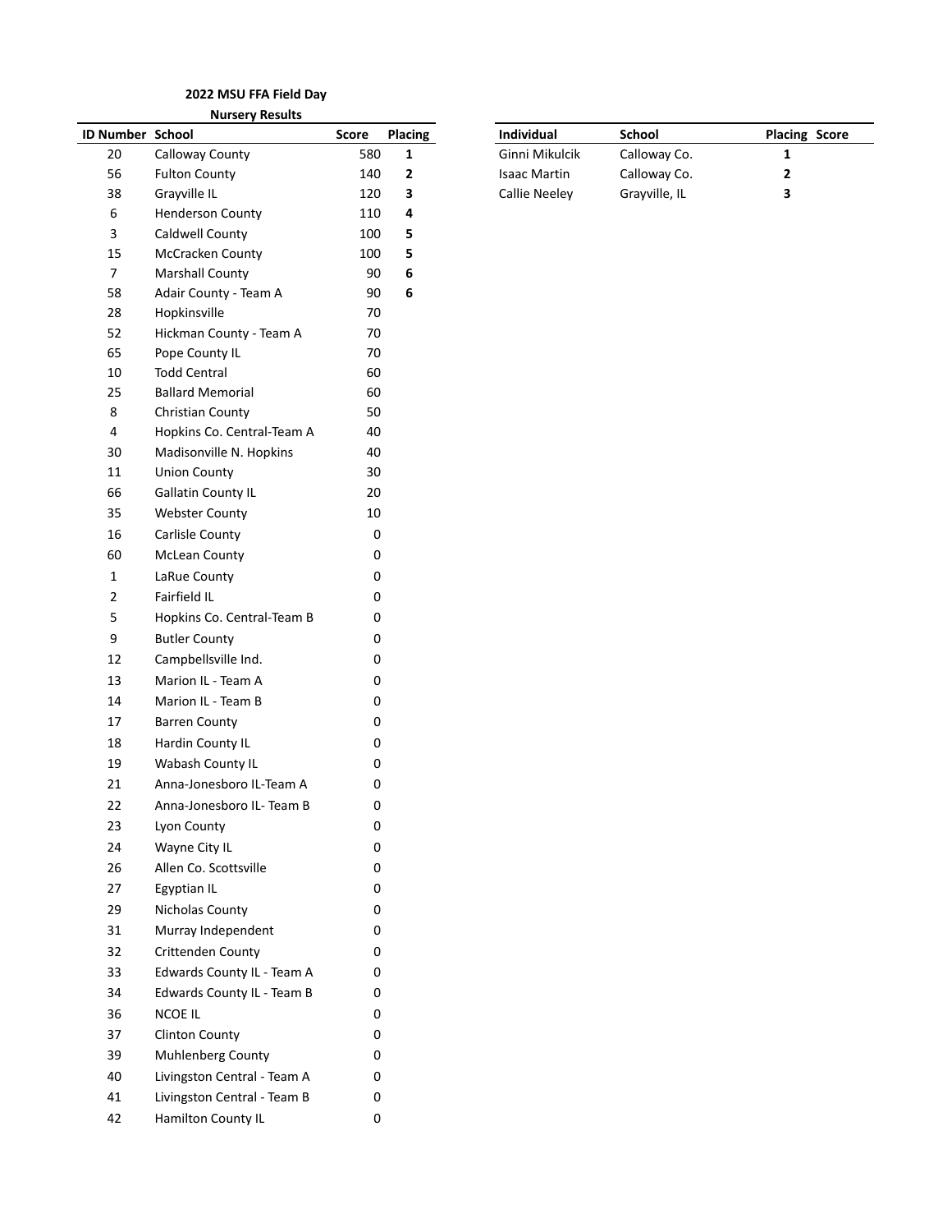**2022 MSU FFA Field Day**

**Nursery Results**

| ID Number | School | Score | Placing |
|---|---|---|---|
| 20 | Calloway County | 580 | **1** |
| 56 | Fulton County | 140 | **2** |
| 38 | Grayville IL | 120 | **3** |
| 6 | Henderson County | 110 | **4** |
| 3 | Caldwell County | 100 | **5** |
| 15 | McCracken County | 100 | **5** |
| 7 | Marshall County | 90 | **6** |
| 58 | Adair County - Team A | 90 | **6** |
| 28 | Hopkinsville | 70 | |
| 52 | Hickman County - Team A | 70 | |
| 65 | Pope County IL | 70 | |
| 10 | Todd Central | 60 | |
| 25 | Ballard Memorial | 60 | |
| 8 | Christian County | 50 | |
| 4 | Hopkins Co. Central-Team A | 40 | |
| 30 | Madisonville N. Hopkins | 40 | |
| 11 | Union County | 30 | |
| 66 | Gallatin County IL | 20 | |
| 35 | Webster County | 10 | |
| 16 | Carlisle County | 0 | |
| 60 | McLean County | 0 | |
| 1 | LaRue County | 0 | |
| 2 | Fairfield IL | 0 | |
| 5 | Hopkins Co. Central-Team B | 0 | |
| 9 | Butler County | 0 | |
| 12 | Campbellsville Ind. | 0 | |
| 13 | Marion IL - Team A | 0 | |
| 14 | Marion IL - Team B | 0 | |
| 17 | Barren County | 0 | |
| 18 | Hardin County IL | 0 | |
| 19 | Wabash County IL | 0 | |
| 21 | Anna-Jonesboro IL-Team A | 0 | |
| 22 | Anna-Jonesboro IL- Team B | 0 | |
| 23 | Lyon County | 0 | |
| 24 | Wayne City IL | 0 | |
| 26 | Allen Co. Scottsville | 0 | |
| 27 | Egyptian IL | 0 | |
| 29 | Nicholas County | 0 | |
| 31 | Murray Independent | 0 | |
| 32 | Crittenden County | 0 | |
| 33 | Edwards County IL - Team A | 0 | |
| 34 | Edwards County IL - Team B | 0 | |
| 36 | NCOE IL | 0 | |
| 37 | Clinton County | 0 | |
| 39 | Muhlenberg County | 0 | |
| 40 | Livingston Central - Team A | 0 | |
| 41 | Livingston Central - Team B | 0 | |
| 42 | Hamilton County IL | 0 | |

| Individual | School | Placing | Score |
|---|---|---|---|
| Ginni Mikulcik | Calloway Co. | **1** | |
| Isaac Martin | Calloway Co. | **2** | |
| Callie Neeley | Grayville, IL | **3** | |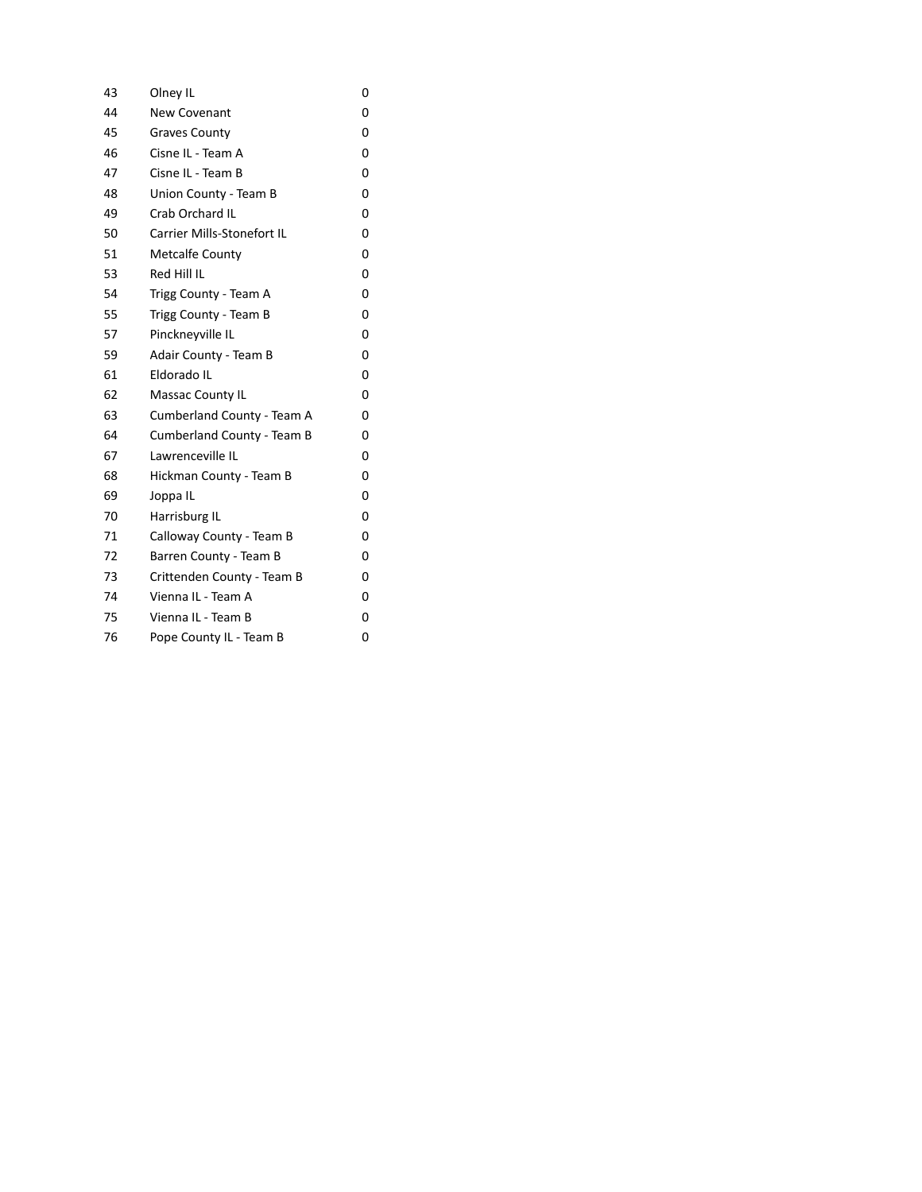| | | |
|---|---|---|
| 43 | Olney IL | 0 |
| 44 | New Covenant | 0 |
| 45 | Graves County | 0 |
| 46 | Cisne IL - Team A | 0 |
| 47 | Cisne IL - Team B | 0 |
| 48 | Union County - Team B | 0 |
| 49 | Crab Orchard IL | 0 |
| 50 | Carrier Mills-Stonefort IL | 0 |
| 51 | Metcalfe County | 0 |
| 53 | Red Hill IL | 0 |
| 54 | Trigg County - Team A | 0 |
| 55 | Trigg County - Team B | 0 |
| 57 | Pinckneyville IL | 0 |
| 59 | Adair County - Team B | 0 |
| 61 | Eldorado IL | 0 |
| 62 | Massac County IL | 0 |
| 63 | Cumberland County - Team A | 0 |
| 64 | Cumberland County - Team B | 0 |
| 67 | Lawrenceville IL | 0 |
| 68 | Hickman County - Team B | 0 |
| 69 | Joppa IL | 0 |
| 70 | Harrisburg IL | 0 |
| 71 | Calloway County - Team B | 0 |
| 72 | Barren County - Team B | 0 |
| 73 | Crittenden County - Team B | 0 |
| 74 | Vienna IL - Team A | 0 |
| 75 | Vienna IL - Team B | 0 |
| 76 | Pope County IL - Team B | 0 |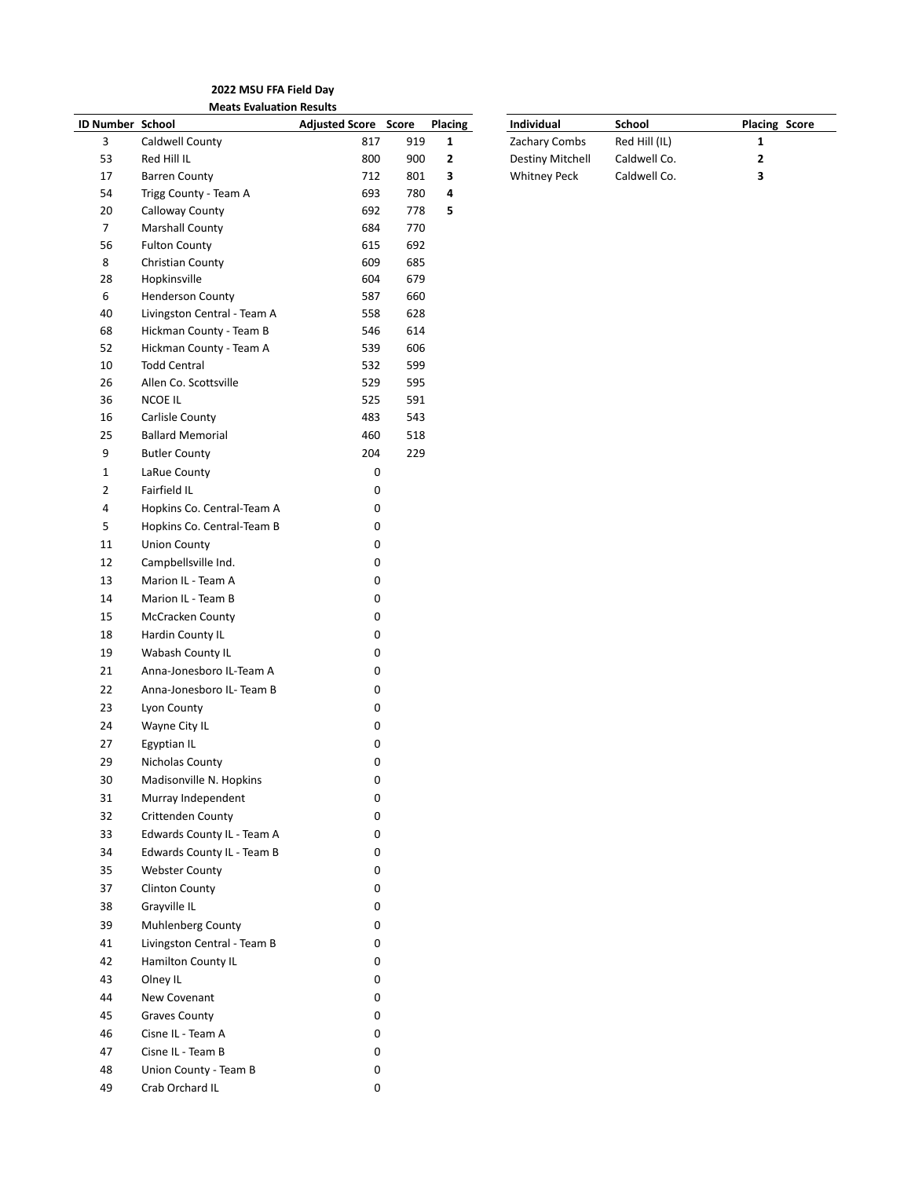## 2022 MSU FFA Field Day

### Meats Evaluation Results

| ID Number | School | Adjusted Score | Score | Placing |
|---|---|---|---|---|
| 3 | Caldwell County | 817 | 919 | **1** |
| 53 | Red Hill IL | 800 | 900 | **2** |
| 17 | Barren County | 712 | 801 | **3** |
| 54 | Trigg County - Team A | 693 | 780 | **4** |
| 20 | Calloway County | 692 | 778 | **5** |
| 7 | Marshall County | 684 | 770 | |
| 56 | Fulton County | 615 | 692 | |
| 8 | Christian County | 609 | 685 | |
| 28 | Hopkinsville | 604 | 679 | |
| 6 | Henderson County | 587 | 660 | |
| 40 | Livingston Central - Team A | 558 | 628 | |
| 68 | Hickman County - Team B | 546 | 614 | |
| 52 | Hickman County - Team A | 539 | 606 | |
| 10 | Todd Central | 532 | 599 | |
| 26 | Allen Co. Scottsville | 529 | 595 | |
| 36 | NCOE IL | 525 | 591 | |
| 16 | Carlisle County | 483 | 543 | |
| 25 | Ballard Memorial | 460 | 518 | |
| 9 | Butler County | 204 | 229 | |
| 1 | LaRue County | 0 | | |
| 2 | Fairfield IL | 0 | | |
| 4 | Hopkins Co. Central-Team A | 0 | | |
| 5 | Hopkins Co. Central-Team B | 0 | | |
| 11 | Union County | 0 | | |
| 12 | Campbellsville Ind. | 0 | | |
| 13 | Marion IL - Team A | 0 | | |
| 14 | Marion IL - Team B | 0 | | |
| 15 | McCracken County | 0 | | |
| 18 | Hardin County IL | 0 | | |
| 19 | Wabash County IL | 0 | | |
| 21 | Anna-Jonesboro IL-Team A | 0 | | |
| 22 | Anna-Jonesboro IL- Team B | 0 | | |
| 23 | Lyon County | 0 | | |
| 24 | Wayne City IL | 0 | | |
| 27 | Egyptian IL | 0 | | |
| 29 | Nicholas County | 0 | | |
| 30 | Madisonville N. Hopkins | 0 | | |
| 31 | Murray Independent | 0 | | |
| 32 | Crittenden County | 0 | | |
| 33 | Edwards County IL - Team A | 0 | | |
| 34 | Edwards County IL - Team B | 0 | | |
| 35 | Webster County | 0 | | |
| 37 | Clinton County | 0 | | |
| 38 | Grayville IL | 0 | | |
| 39 | Muhlenberg County | 0 | | |
| 41 | Livingston Central - Team B | 0 | | |
| 42 | Hamilton County IL | 0 | | |
| 43 | Olney IL | 0 | | |
| 44 | New Covenant | 0 | | |
| 45 | Graves County | 0 | | |
| 46 | Cisne IL - Team A | 0 | | |
| 47 | Cisne IL - Team B | 0 | | |
| 48 | Union County - Team B | 0 | | |
| 49 | Crab Orchard IL | 0 | | |

| Individual | School | Placing | Score |
|---|---|---|---|
| Zachary Combs | Red Hill (IL) | **1** | |
| Destiny Mitchell | Caldwell Co. | **2** | |
| Whitney Peck | Caldwell Co. | **3** | |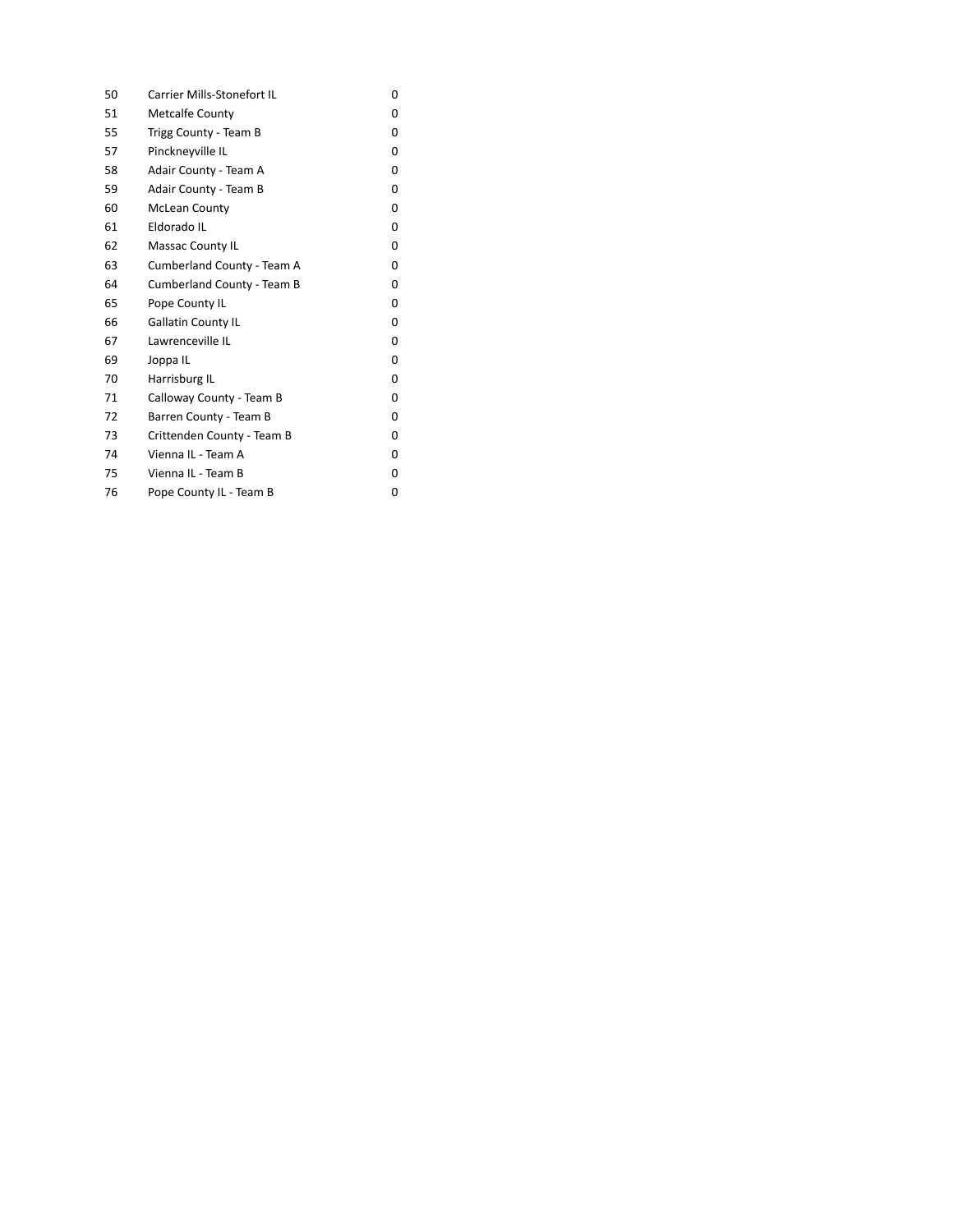| | | |
|---|---|---|
| 50 | Carrier Mills-Stonefort IL | 0 |
| 51 | Metcalfe County | 0 |
| 55 | Trigg County - Team B | 0 |
| 57 | Pinckneyville IL | 0 |
| 58 | Adair County - Team A | 0 |
| 59 | Adair County - Team B | 0 |
| 60 | McLean County | 0 |
| 61 | Eldorado IL | 0 |
| 62 | Massac County IL | 0 |
| 63 | Cumberland County - Team A | 0 |
| 64 | Cumberland County - Team B | 0 |
| 65 | Pope County IL | 0 |
| 66 | Gallatin County IL | 0 |
| 67 | Lawrenceville IL | 0 |
| 69 | Joppa IL | 0 |
| 70 | Harrisburg IL | 0 |
| 71 | Calloway County - Team B | 0 |
| 72 | Barren County - Team B | 0 |
| 73 | Crittenden County - Team B | 0 |
| 74 | Vienna IL - Team A | 0 |
| 75 | Vienna IL - Team B | 0 |
| 76 | Pope County IL - Team B | 0 |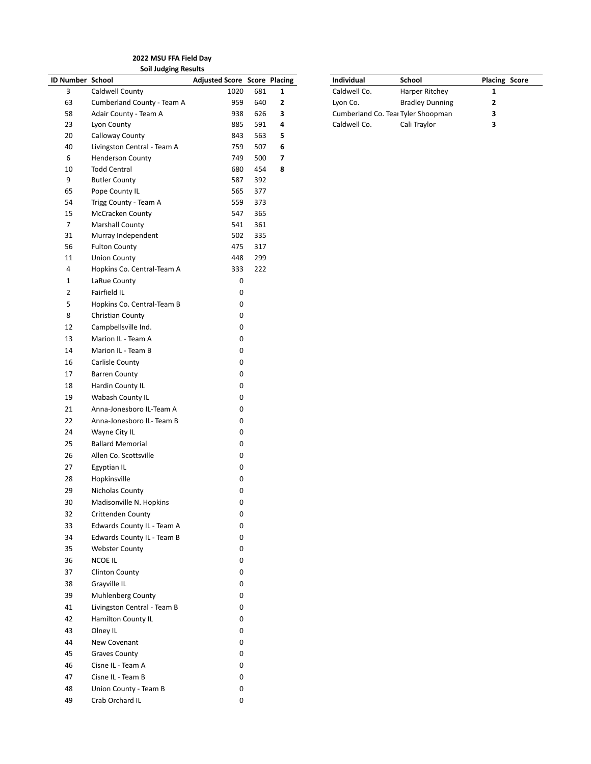**2022 MSU FFA Field Day**

**Soil Judging Results**

| ID Number | School | Adjusted Score | Score | Placing |
|---|---|---|---|---|
| 3 | Caldwell County | 1020 | 681 | **1** |
| 63 | Cumberland County - Team A | 959 | 640 | **2** |
| 58 | Adair County - Team A | 938 | 626 | **3** |
| 23 | Lyon County | 885 | 591 | **4** |
| 20 | Calloway County | 843 | 563 | **5** |
| 40 | Livingston Central - Team A | 759 | 507 | **6** |
| 6 | Henderson County | 749 | 500 | **7** |
| 10 | Todd Central | 680 | 454 | **8** |
| 9 | Butler County | 587 | 392 | |
| 65 | Pope County IL | 565 | 377 | |
| 54 | Trigg County - Team A | 559 | 373 | |
| 15 | McCracken County | 547 | 365 | |
| 7 | Marshall County | 541 | 361 | |
| 31 | Murray Independent | 502 | 335 | |
| 56 | Fulton County | 475 | 317 | |
| 11 | Union County | 448 | 299 | |
| 4 | Hopkins Co. Central-Team A | 333 | 222 | |
| 1 | LaRue County | 0 | | |
| 2 | Fairfield IL | 0 | | |
| 5 | Hopkins Co. Central-Team B | 0 | | |
| 8 | Christian County | 0 | | |
| 12 | Campbellsville Ind. | 0 | | |
| 13 | Marion IL - Team A | 0 | | |
| 14 | Marion IL - Team B | 0 | | |
| 16 | Carlisle County | 0 | | |
| 17 | Barren County | 0 | | |
| 18 | Hardin County IL | 0 | | |
| 19 | Wabash County IL | 0 | | |
| 21 | Anna-Jonesboro IL-Team A | 0 | | |
| 22 | Anna-Jonesboro IL- Team B | 0 | | |
| 24 | Wayne City IL | 0 | | |
| 25 | Ballard Memorial | 0 | | |
| 26 | Allen Co. Scottsville | 0 | | |
| 27 | Egyptian IL | 0 | | |
| 28 | Hopkinsville | 0 | | |
| 29 | Nicholas County | 0 | | |
| 30 | Madisonville N. Hopkins | 0 | | |
| 32 | Crittenden County | 0 | | |
| 33 | Edwards County IL - Team A | 0 | | |
| 34 | Edwards County IL - Team B | 0 | | |
| 35 | Webster County | 0 | | |
| 36 | NCOE IL | 0 | | |
| 37 | Clinton County | 0 | | |
| 38 | Grayville IL | 0 | | |
| 39 | Muhlenberg County | 0 | | |
| 41 | Livingston Central - Team B | 0 | | |
| 42 | Hamilton County IL | 0 | | |
| 43 | Olney IL | 0 | | |
| 44 | New Covenant | 0 | | |
| 45 | Graves County | 0 | | |
| 46 | Cisne IL - Team A | 0 | | |
| 47 | Cisne IL - Team B | 0 | | |
| 48 | Union County - Team B | 0 | | |
| 49 | Crab Orchard IL | 0 | | |

| Individual | School | Placing | Score |
|---|---|---|---|
| Caldwell Co. | Harper Ritchey | **1** | |
| Lyon Co. | Bradley Dunning | **2** | |
| Cumberland Co. Tea | Tyler Shoopman | **3** | |
| Caldwell Co. | Cali Traylor | **3** | |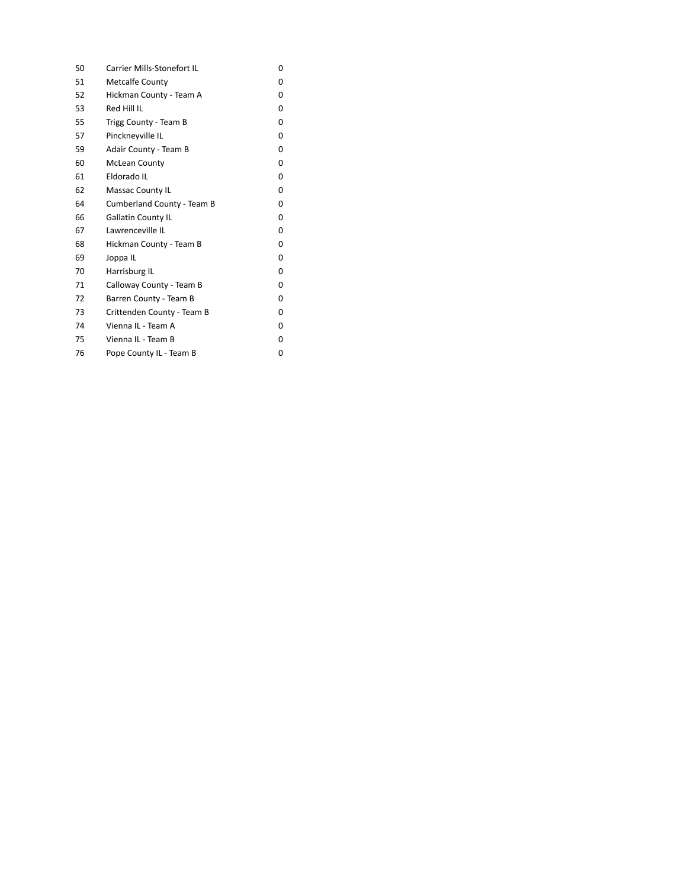| | | |
|---|---|---|
| 50 | Carrier Mills-Stonefort IL | 0 |
| 51 | Metcalfe County | 0 |
| 52 | Hickman County - Team A | 0 |
| 53 | Red Hill IL | 0 |
| 55 | Trigg County - Team B | 0 |
| 57 | Pinckneyville IL | 0 |
| 59 | Adair County - Team B | 0 |
| 60 | McLean County | 0 |
| 61 | Eldorado IL | 0 |
| 62 | Massac County IL | 0 |
| 64 | Cumberland County - Team B | 0 |
| 66 | Gallatin County IL | 0 |
| 67 | Lawrenceville IL | 0 |
| 68 | Hickman County - Team B | 0 |
| 69 | Joppa IL | 0 |
| 70 | Harrisburg IL | 0 |
| 71 | Calloway County - Team B | 0 |
| 72 | Barren County - Team B | 0 |
| 73 | Crittenden County - Team B | 0 |
| 74 | Vienna IL - Team A | 0 |
| 75 | Vienna IL - Team B | 0 |
| 76 | Pope County IL - Team B | 0 |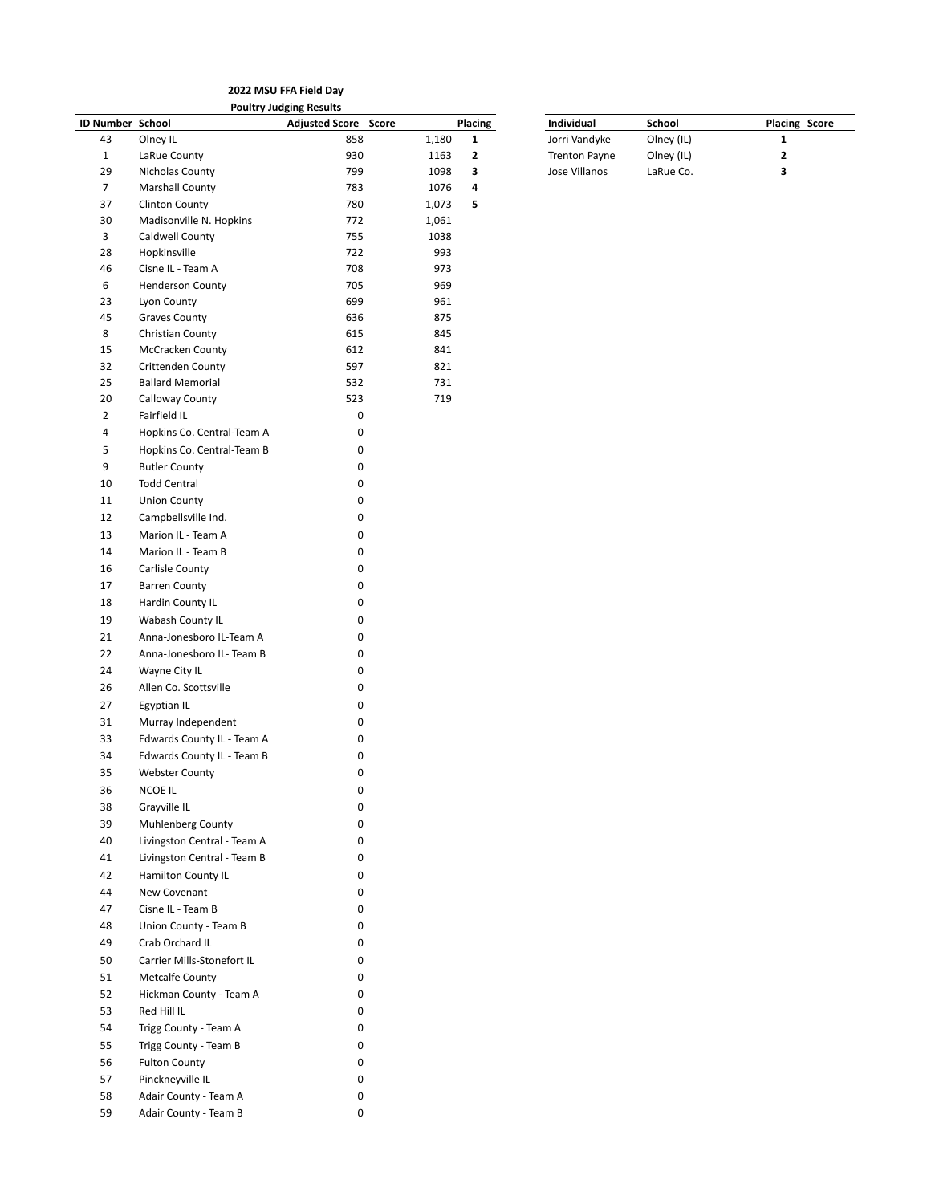**2022 MSU FFA Field Day**

**Poultry Judging Results**

| ID Number | School | Adjusted Score | Score | Placing |
|---|---|---|---|---|
| 43 | Olney IL | 858 | 1,180 | **1** |
| 1 | LaRue County | 930 | 1163 | **2** |
| 29 | Nicholas County | 799 | 1098 | **3** |
| 7 | Marshall County | 783 | 1076 | **4** |
| 37 | Clinton County | 780 | 1,073 | **5** |
| 30 | Madisonville N. Hopkins | 772 | 1,061 | |
| 3 | Caldwell County | 755 | 1038 | |
| 28 | Hopkinsville | 722 | 993 | |
| 46 | Cisne IL - Team A | 708 | 973 | |
| 6 | Henderson County | 705 | 969 | |
| 23 | Lyon County | 699 | 961 | |
| 45 | Graves County | 636 | 875 | |
| 8 | Christian County | 615 | 845 | |
| 15 | McCracken County | 612 | 841 | |
| 32 | Crittenden County | 597 | 821 | |
| 25 | Ballard Memorial | 532 | 731 | |
| 20 | Calloway County | 523 | 719 | |
| 2 | Fairfield IL | 0 | | |
| 4 | Hopkins Co. Central-Team A | 0 | | |
| 5 | Hopkins Co. Central-Team B | 0 | | |
| 9 | Butler County | 0 | | |
| 10 | Todd Central | 0 | | |
| 11 | Union County | 0 | | |
| 12 | Campbellsville Ind. | 0 | | |
| 13 | Marion IL - Team A | 0 | | |
| 14 | Marion IL - Team B | 0 | | |
| 16 | Carlisle County | 0 | | |
| 17 | Barren County | 0 | | |
| 18 | Hardin County IL | 0 | | |
| 19 | Wabash County IL | 0 | | |
| 21 | Anna-Jonesboro IL-Team A | 0 | | |
| 22 | Anna-Jonesboro IL- Team B | 0 | | |
| 24 | Wayne City IL | 0 | | |
| 26 | Allen Co. Scottsville | 0 | | |
| 27 | Egyptian IL | 0 | | |
| 31 | Murray Independent | 0 | | |
| 33 | Edwards County IL - Team A | 0 | | |
| 34 | Edwards County IL - Team B | 0 | | |
| 35 | Webster County | 0 | | |
| 36 | NCOE IL | 0 | | |
| 38 | Grayville IL | 0 | | |
| 39 | Muhlenberg County | 0 | | |
| 40 | Livingston Central - Team A | 0 | | |
| 41 | Livingston Central - Team B | 0 | | |
| 42 | Hamilton County IL | 0 | | |
| 44 | New Covenant | 0 | | |
| 47 | Cisne IL - Team B | 0 | | |
| 48 | Union County - Team B | 0 | | |
| 49 | Crab Orchard IL | 0 | | |
| 50 | Carrier Mills-Stonefort IL | 0 | | |
| 51 | Metcalfe County | 0 | | |
| 52 | Hickman County - Team A | 0 | | |
| 53 | Red Hill IL | 0 | | |
| 54 | Trigg County - Team A | 0 | | |
| 55 | Trigg County - Team B | 0 | | |
| 56 | Fulton County | 0 | | |
| 57 | Pinckneyville IL | 0 | | |
| 58 | Adair County - Team A | 0 | | |
| 59 | Adair County - Team B | 0 | | |

| Individual | School | Placing | Score |
|---|---|---|---|
| Jorri Vandyke | Olney (IL) | **1** | |
| Trenton Payne | Olney (IL) | **2** | |
| Jose Villanos | LaRue Co. | **3** | |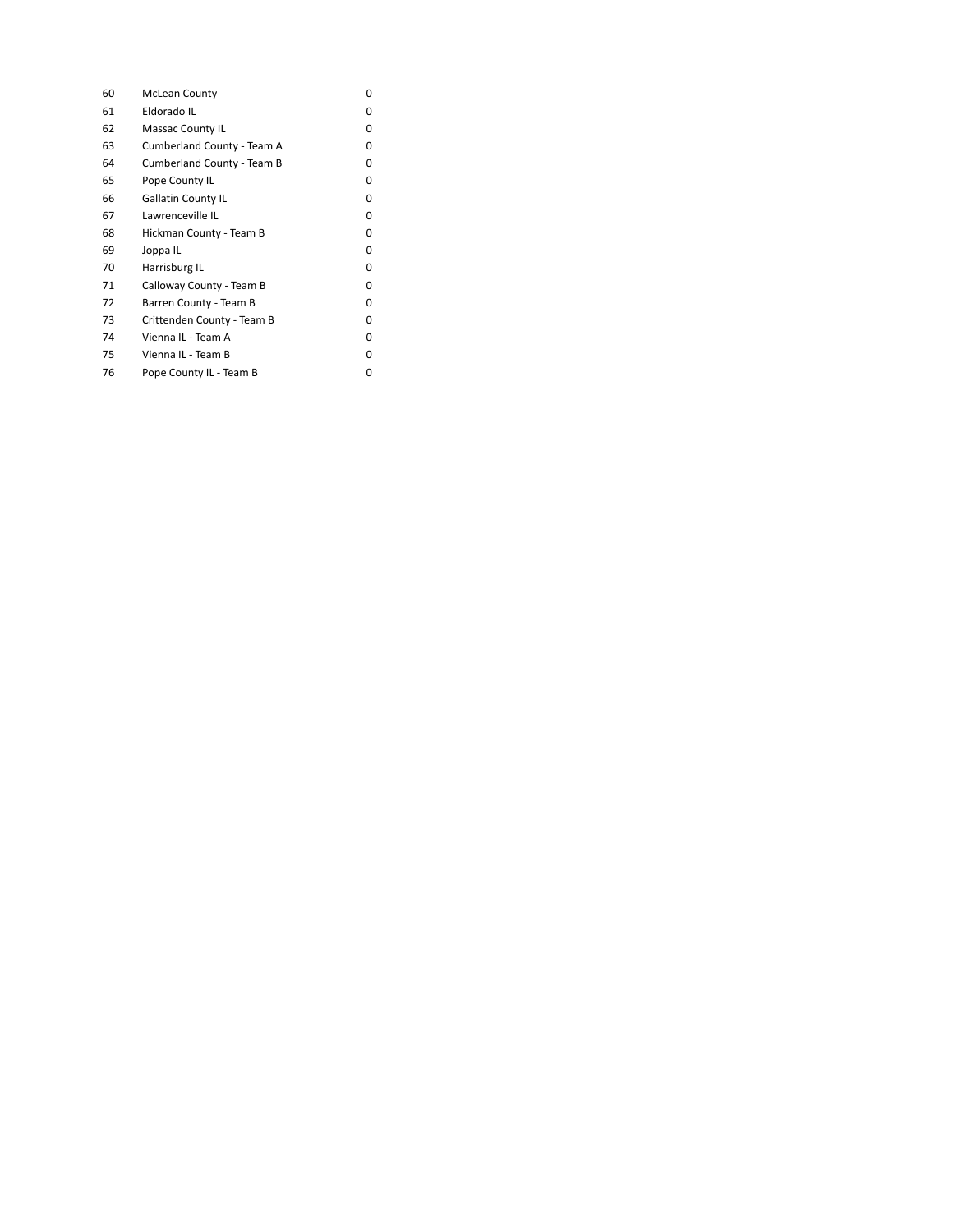| | | |
|---|---|---|
| 60 | McLean County | 0 |
| 61 | Eldorado IL | 0 |
| 62 | Massac County IL | 0 |
| 63 | Cumberland County - Team A | 0 |
| 64 | Cumberland County - Team B | 0 |
| 65 | Pope County IL | 0 |
| 66 | Gallatin County IL | 0 |
| 67 | Lawrenceville IL | 0 |
| 68 | Hickman County - Team B | 0 |
| 69 | Joppa IL | 0 |
| 70 | Harrisburg IL | 0 |
| 71 | Calloway County - Team B | 0 |
| 72 | Barren County - Team B | 0 |
| 73 | Crittenden County - Team B | 0 |
| 74 | Vienna IL - Team A | 0 |
| 75 | Vienna IL - Team B | 0 |
| 76 | Pope County IL - Team B | 0 |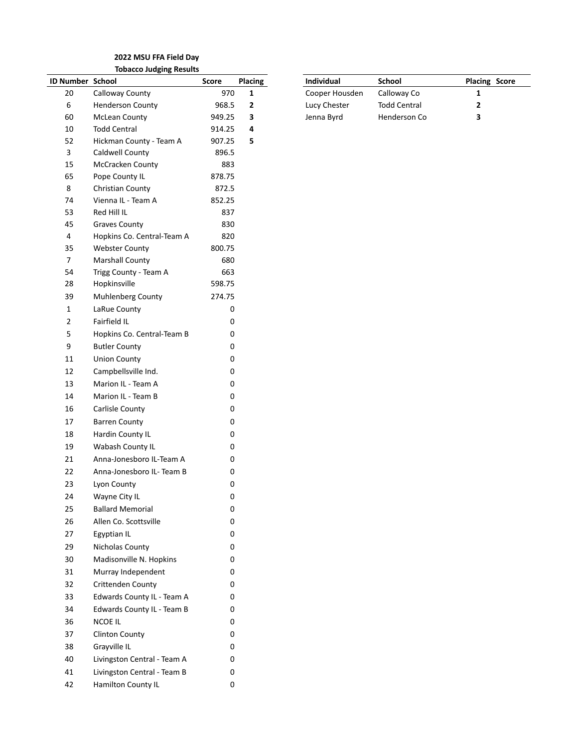**2022 MSU FFA Field Day**

**Tobacco Judging Results**

| ID Number | School | Score | Placing |
|---|---|---|---|
| 20 | Calloway County | 970 | **1** |
| 6 | Henderson County | 968.5 | **2** |
| 60 | McLean County | 949.25 | **3** |
| 10 | Todd Central | 914.25 | **4** |
| 52 | Hickman County - Team A | 907.25 | **5** |
| 3 | Caldwell County | 896.5 | |
| 15 | McCracken County | 883 | |
| 65 | Pope County IL | 878.75 | |
| 8 | Christian County | 872.5 | |
| 74 | Vienna IL - Team A | 852.25 | |
| 53 | Red Hill IL | 837 | |
| 45 | Graves County | 830 | |
| 4 | Hopkins Co. Central-Team A | 820 | |
| 35 | Webster County | 800.75 | |
| 7 | Marshall County | 680 | |
| 54 | Trigg County - Team A | 663 | |
| 28 | Hopkinsville | 598.75 | |
| 39 | Muhlenberg County | 274.75 | |
| 1 | LaRue County | 0 | |
| 2 | Fairfield IL | 0 | |
| 5 | Hopkins Co. Central-Team B | 0 | |
| 9 | Butler County | 0 | |
| 11 | Union County | 0 | |
| 12 | Campbellsville Ind. | 0 | |
| 13 | Marion IL - Team A | 0 | |
| 14 | Marion IL - Team B | 0 | |
| 16 | Carlisle County | 0 | |
| 17 | Barren County | 0 | |
| 18 | Hardin County IL | 0 | |
| 19 | Wabash County IL | 0 | |
| 21 | Anna-Jonesboro IL-Team A | 0 | |
| 22 | Anna-Jonesboro IL- Team B | 0 | |
| 23 | Lyon County | 0 | |
| 24 | Wayne City IL | 0 | |
| 25 | Ballard Memorial | 0 | |
| 26 | Allen Co. Scottsville | 0 | |
| 27 | Egyptian IL | 0 | |
| 29 | Nicholas County | 0 | |
| 30 | Madisonville N. Hopkins | 0 | |
| 31 | Murray Independent | 0 | |
| 32 | Crittenden County | 0 | |
| 33 | Edwards County IL - Team A | 0 | |
| 34 | Edwards County IL - Team B | 0 | |
| 36 | NCOE IL | 0 | |
| 37 | Clinton County | 0 | |
| 38 | Grayville IL | 0 | |
| 40 | Livingston Central - Team A | 0 | |
| 41 | Livingston Central - Team B | 0 | |
| 42 | Hamilton County IL | 0 | |

| Individual | School | Placing | Score |
|---|---|---|---|
| Cooper Housden | Calloway Co | **1** | |
| Lucy Chester | Todd Central | **2** | |
| Jenna Byrd | Henderson Co | **3** | |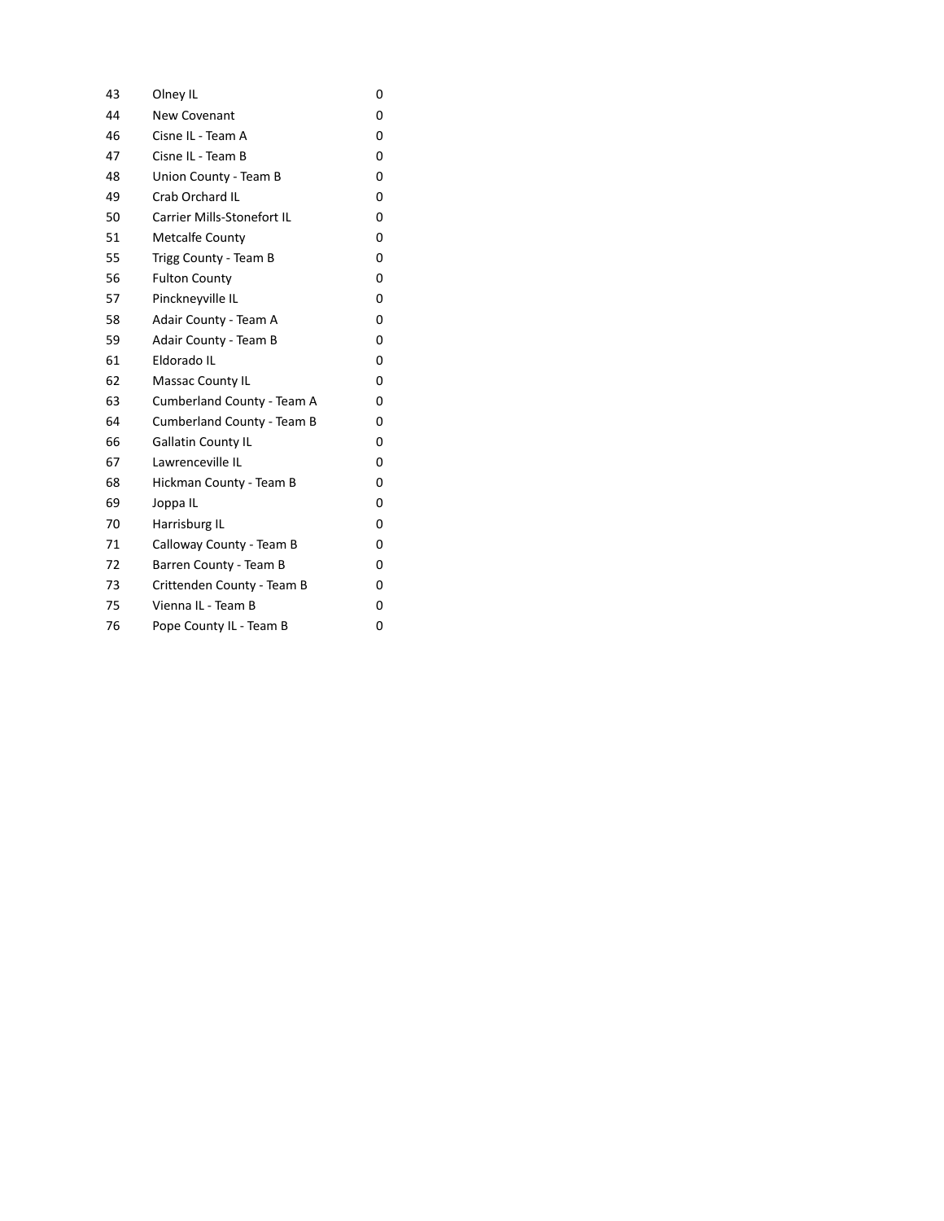| | | |
|---|---|---|
| 43 | Olney IL | 0 |
| 44 | New Covenant | 0 |
| 46 | Cisne IL - Team A | 0 |
| 47 | Cisne IL - Team B | 0 |
| 48 | Union County - Team B | 0 |
| 49 | Crab Orchard IL | 0 |
| 50 | Carrier Mills-Stonefort IL | 0 |
| 51 | Metcalfe County | 0 |
| 55 | Trigg County - Team B | 0 |
| 56 | Fulton County | 0 |
| 57 | Pinckneyville IL | 0 |
| 58 | Adair County - Team A | 0 |
| 59 | Adair County - Team B | 0 |
| 61 | Eldorado IL | 0 |
| 62 | Massac County IL | 0 |
| 63 | Cumberland County - Team A | 0 |
| 64 | Cumberland County - Team B | 0 |
| 66 | Gallatin County IL | 0 |
| 67 | Lawrenceville IL | 0 |
| 68 | Hickman County - Team B | 0 |
| 69 | Joppa IL | 0 |
| 70 | Harrisburg IL | 0 |
| 71 | Calloway County - Team B | 0 |
| 72 | Barren County - Team B | 0 |
| 73 | Crittenden County - Team B | 0 |
| 75 | Vienna IL - Team B | 0 |
| 76 | Pope County IL - Team B | 0 |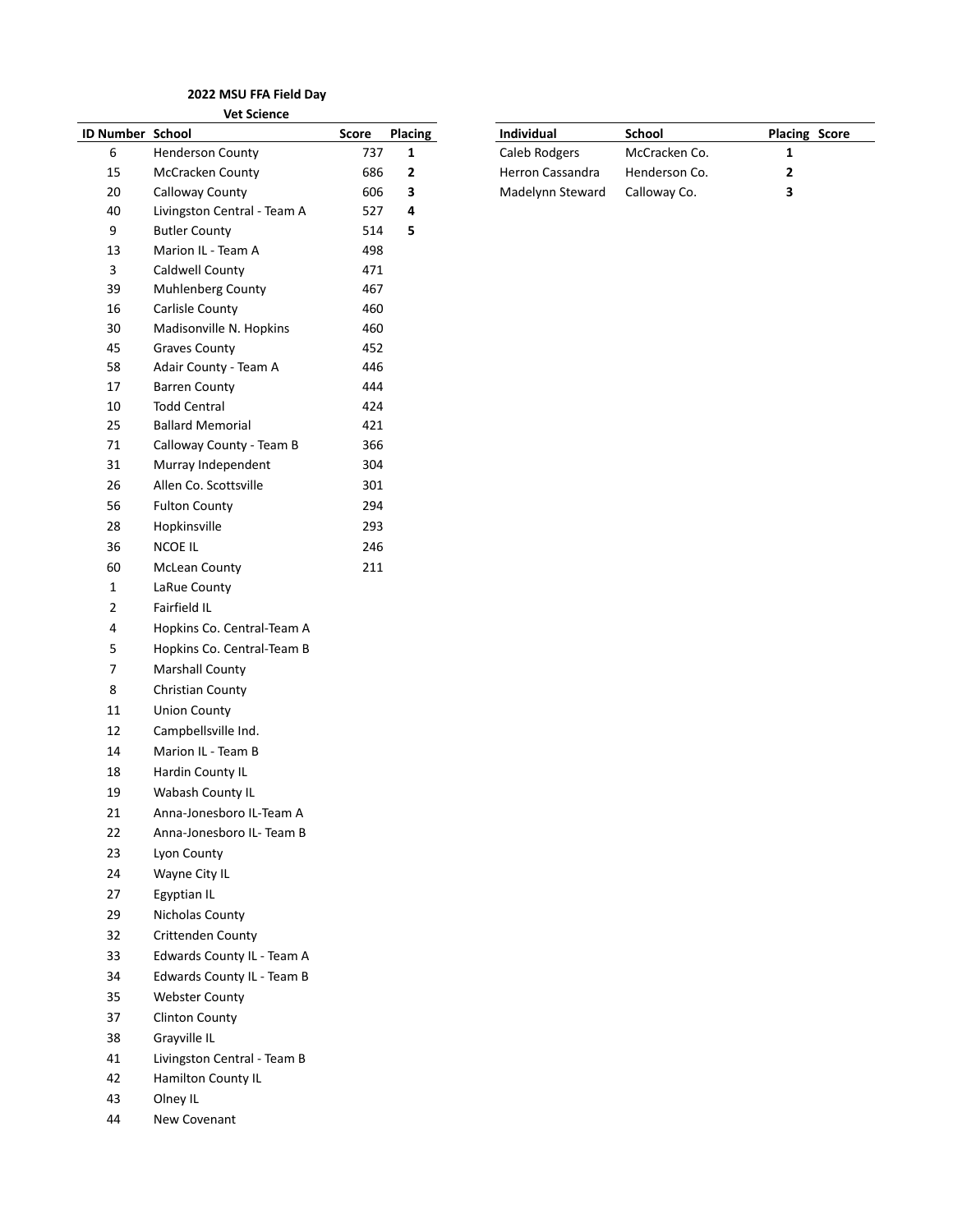## 2022 MSU FFA Field Day

### Vet Science

| ID Number | School | Score | Placing |
|---|---|---|---|
| 6 | Henderson County | 737 | **1** |
| 15 | McCracken County | 686 | **2** |
| 20 | Calloway County | 606 | **3** |
| 40 | Livingston Central - Team A | 527 | **4** |
| 9 | Butler County | 514 | **5** |
| 13 | Marion IL - Team A | 498 | |
| 3 | Caldwell County | 471 | |
| 39 | Muhlenberg County | 467 | |
| 16 | Carlisle County | 460 | |
| 30 | Madisonville N. Hopkins | 460 | |
| 45 | Graves County | 452 | |
| 58 | Adair County - Team A | 446 | |
| 17 | Barren County | 444 | |
| 10 | Todd Central | 424 | |
| 25 | Ballard Memorial | 421 | |
| 71 | Calloway County - Team B | 366 | |
| 31 | Murray Independent | 304 | |
| 26 | Allen Co. Scottsville | 301 | |
| 56 | Fulton County | 294 | |
| 28 | Hopkinsville | 293 | |
| 36 | NCOE IL | 246 | |
| 60 | McLean County | 211 | |
| 1 | LaRue County | | |
| 2 | Fairfield IL | | |
| 4 | Hopkins Co. Central-Team A | | |
| 5 | Hopkins Co. Central-Team B | | |
| 7 | Marshall County | | |
| 8 | Christian County | | |
| 11 | Union County | | |
| 12 | Campbellsville Ind. | | |
| 14 | Marion IL - Team B | | |
| 18 | Hardin County IL | | |
| 19 | Wabash County IL | | |
| 21 | Anna-Jonesboro IL-Team A | | |
| 22 | Anna-Jonesboro IL- Team B | | |
| 23 | Lyon County | | |
| 24 | Wayne City IL | | |
| 27 | Egyptian IL | | |
| 29 | Nicholas County | | |
| 32 | Crittenden County | | |
| 33 | Edwards County IL - Team A | | |
| 34 | Edwards County IL - Team B | | |
| 35 | Webster County | | |
| 37 | Clinton County | | |
| 38 | Grayville IL | | |
| 41 | Livingston Central - Team B | | |
| 42 | Hamilton County IL | | |
| 43 | Olney IL | | |
| 44 | New Covenant | | |

| Individual | School | Placing | Score |
|---|---|---|---|
| Caleb Rodgers | McCracken Co. | **1** | |
| Herron Cassandra | Henderson Co. | **2** | |
| Madelynn Steward | Calloway Co. | **3** | |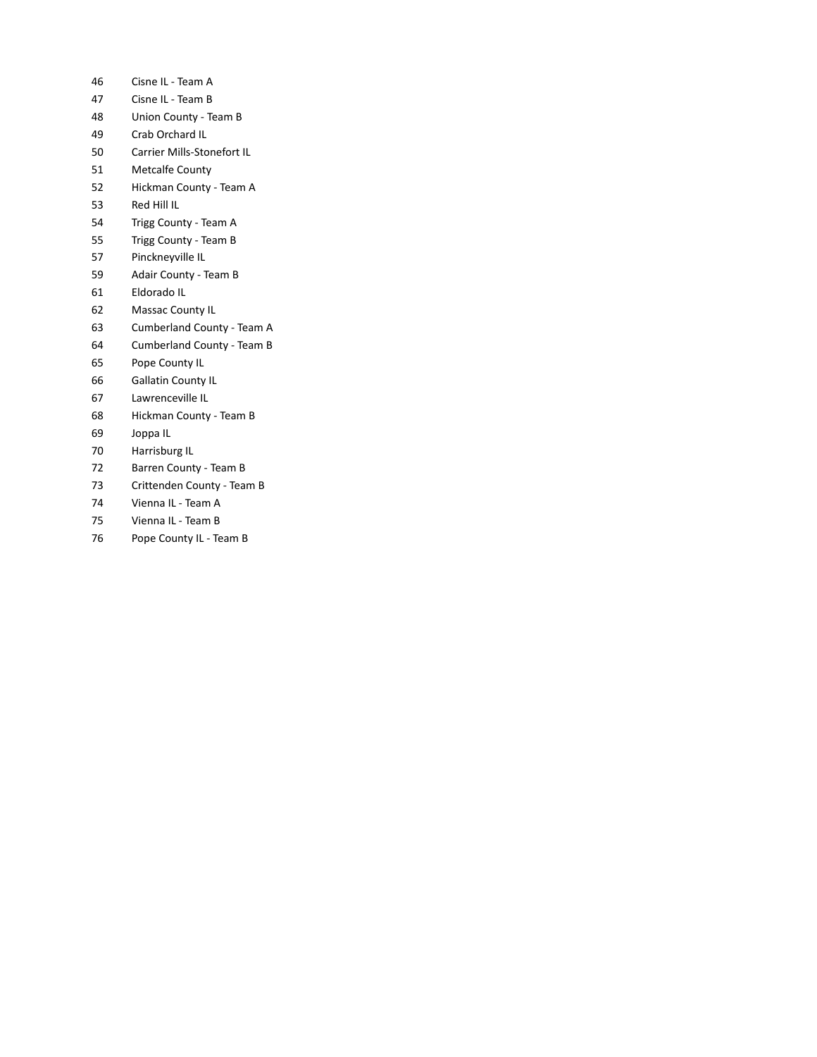| | |
|---|---|
| 46 | Cisne IL - Team A |
| 47 | Cisne IL - Team B |
| 48 | Union County - Team B |
| 49 | Crab Orchard IL |
| 50 | Carrier Mills-Stonefort IL |
| 51 | Metcalfe County |
| 52 | Hickman County - Team A |
| 53 | Red Hill IL |
| 54 | Trigg County - Team A |
| 55 | Trigg County - Team B |
| 57 | Pinckneyville IL |
| 59 | Adair County - Team B |
| 61 | Eldorado IL |
| 62 | Massac County IL |
| 63 | Cumberland County - Team A |
| 64 | Cumberland County - Team B |
| 65 | Pope County IL |
| 66 | Gallatin County IL |
| 67 | Lawrenceville IL |
| 68 | Hickman County - Team B |
| 69 | Joppa IL |
| 70 | Harrisburg IL |
| 72 | Barren County - Team B |
| 73 | Crittenden County - Team B |
| 74 | Vienna IL - Team A |
| 75 | Vienna IL - Team B |
| 76 | Pope County IL - Team B |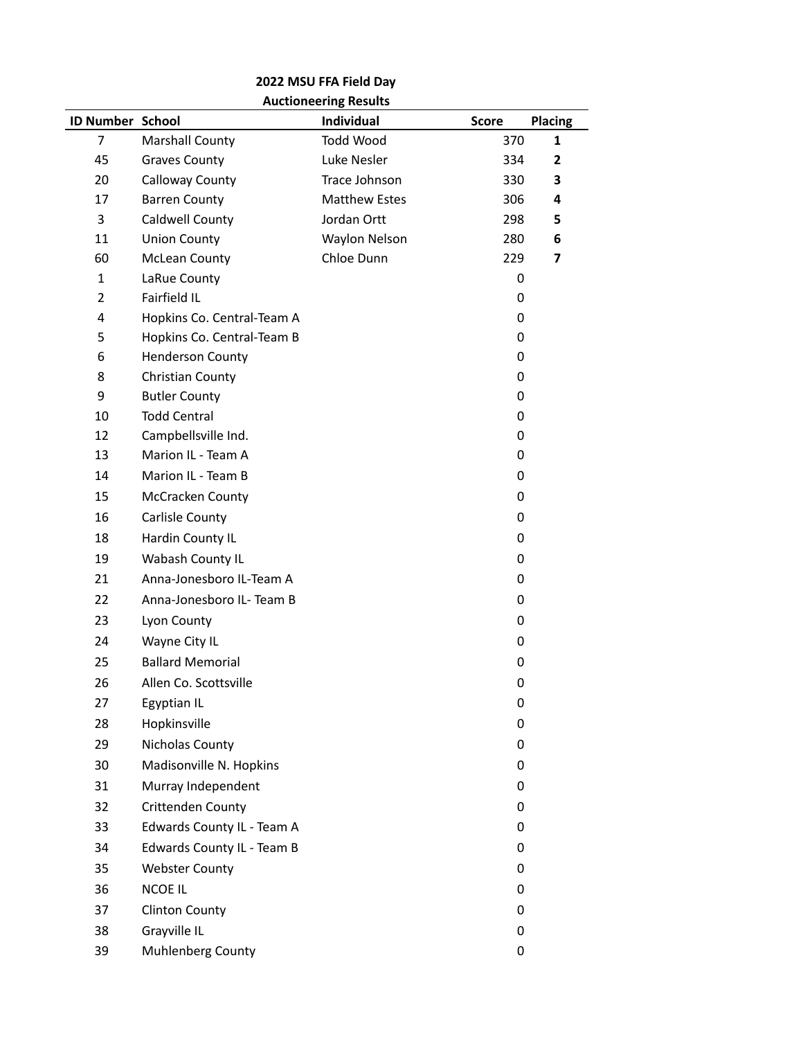**2022 MSU FFA Field Day**

**Auctioneering Results**

| ID Number | School | Individual | Score | Placing |
|---|---|---|---|---|
| 7 | Marshall County | Todd Wood | 370 | **1** |
| 45 | Graves County | Luke Nesler | 334 | **2** |
| 20 | Calloway County | Trace Johnson | 330 | **3** |
| 17 | Barren County | Matthew Estes | 306 | **4** |
| 3 | Caldwell County | Jordan Ortt | 298 | **5** |
| 11 | Union County | Waylon Nelson | 280 | **6** |
| 60 | McLean County | Chloe Dunn | 229 | **7** |
| 1 | LaRue County | | 0 | |
| 2 | Fairfield IL | | 0 | |
| 4 | Hopkins Co. Central-Team A | | 0 | |
| 5 | Hopkins Co. Central-Team B | | 0 | |
| 6 | Henderson County | | 0 | |
| 8 | Christian County | | 0 | |
| 9 | Butler County | | 0 | |
| 10 | Todd Central | | 0 | |
| 12 | Campbellsville Ind. | | 0 | |
| 13 | Marion IL - Team A | | 0 | |
| 14 | Marion IL - Team B | | 0 | |
| 15 | McCracken County | | 0 | |
| 16 | Carlisle County | | 0 | |
| 18 | Hardin County IL | | 0 | |
| 19 | Wabash County IL | | 0 | |
| 21 | Anna-Jonesboro IL-Team A | | 0 | |
| 22 | Anna-Jonesboro IL- Team B | | 0 | |
| 23 | Lyon County | | 0 | |
| 24 | Wayne City IL | | 0 | |
| 25 | Ballard Memorial | | 0 | |
| 26 | Allen Co. Scottsville | | 0 | |
| 27 | Egyptian IL | | 0 | |
| 28 | Hopkinsville | | 0 | |
| 29 | Nicholas County | | 0 | |
| 30 | Madisonville N. Hopkins | | 0 | |
| 31 | Murray Independent | | 0 | |
| 32 | Crittenden County | | 0 | |
| 33 | Edwards County IL - Team A | | 0 | |
| 34 | Edwards County IL - Team B | | 0 | |
| 35 | Webster County | | 0 | |
| 36 | NCOE IL | | 0 | |
| 37 | Clinton County | | 0 | |
| 38 | Grayville IL | | 0 | |
| 39 | Muhlenberg County | | 0 | |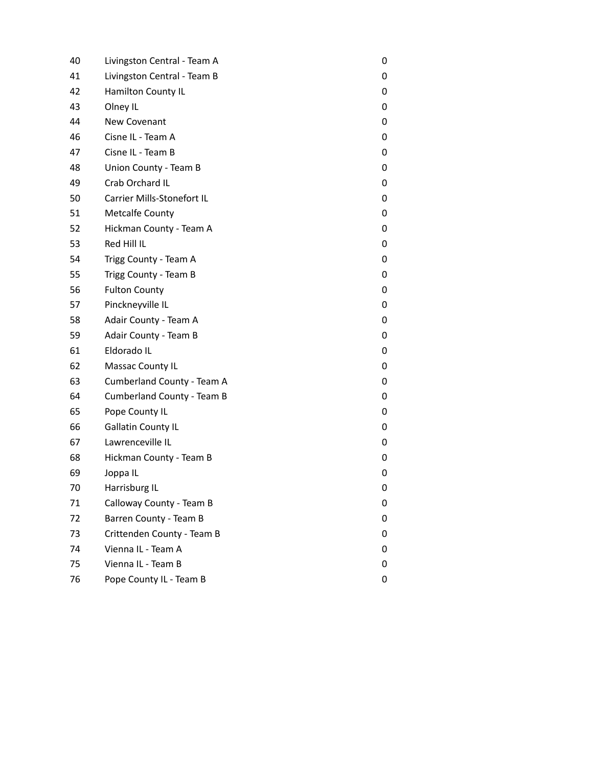| | | |
|---|---|---|
| 40 | Livingston Central - Team A | 0 |
| 41 | Livingston Central - Team B | 0 |
| 42 | Hamilton County IL | 0 |
| 43 | Olney IL | 0 |
| 44 | New Covenant | 0 |
| 46 | Cisne IL - Team A | 0 |
| 47 | Cisne IL - Team B | 0 |
| 48 | Union County - Team B | 0 |
| 49 | Crab Orchard IL | 0 |
| 50 | Carrier Mills-Stonefort IL | 0 |
| 51 | Metcalfe County | 0 |
| 52 | Hickman County - Team A | 0 |
| 53 | Red Hill IL | 0 |
| 54 | Trigg County - Team A | 0 |
| 55 | Trigg County - Team B | 0 |
| 56 | Fulton County | 0 |
| 57 | Pinckneyville IL | 0 |
| 58 | Adair County - Team A | 0 |
| 59 | Adair County - Team B | 0 |
| 61 | Eldorado IL | 0 |
| 62 | Massac County IL | 0 |
| 63 | Cumberland County - Team A | 0 |
| 64 | Cumberland County - Team B | 0 |
| 65 | Pope County IL | 0 |
| 66 | Gallatin County IL | 0 |
| 67 | Lawrenceville IL | 0 |
| 68 | Hickman County - Team B | 0 |
| 69 | Joppa IL | 0 |
| 70 | Harrisburg IL | 0 |
| 71 | Calloway County - Team B | 0 |
| 72 | Barren County - Team B | 0 |
| 73 | Crittenden County - Team B | 0 |
| 74 | Vienna IL - Team A | 0 |
| 75 | Vienna IL - Team B | 0 |
| 76 | Pope County IL - Team B | 0 |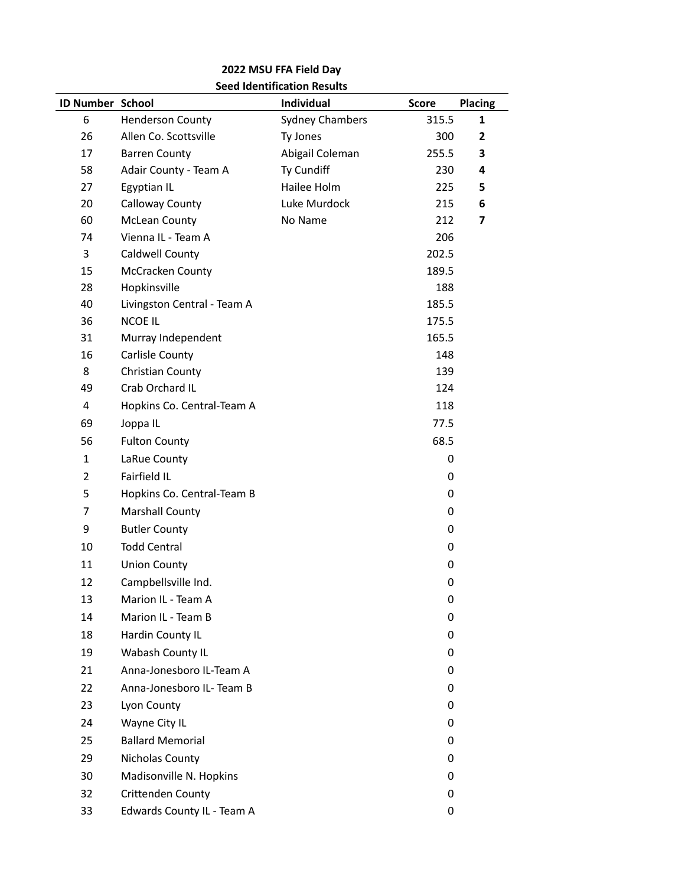**2022 MSU FFA Field Day**

**Seed Identification Results**

| ID Number | School | Individual | Score | Placing |
|---|---|---|---|---|
| 6 | Henderson County | Sydney Chambers | 315.5 | **1** |
| 26 | Allen Co. Scottsville | Ty Jones | 300 | **2** |
| 17 | Barren County | Abigail Coleman | 255.5 | **3** |
| 58 | Adair County - Team A | Ty Cundiff | 230 | **4** |
| 27 | Egyptian IL | Hailee Holm | 225 | **5** |
| 20 | Calloway County | Luke Murdock | 215 | **6** |
| 60 | McLean County | No Name | 212 | **7** |
| 74 | Vienna IL - Team A | | 206 | |
| 3 | Caldwell County | | 202.5 | |
| 15 | McCracken County | | 189.5 | |
| 28 | Hopkinsville | | 188 | |
| 40 | Livingston Central - Team A | | 185.5 | |
| 36 | NCOE IL | | 175.5 | |
| 31 | Murray Independent | | 165.5 | |
| 16 | Carlisle County | | 148 | |
| 8 | Christian County | | 139 | |
| 49 | Crab Orchard IL | | 124 | |
| 4 | Hopkins Co. Central-Team A | | 118 | |
| 69 | Joppa IL | | 77.5 | |
| 56 | Fulton County | | 68.5 | |
| 1 | LaRue County | | 0 | |
| 2 | Fairfield IL | | 0 | |
| 5 | Hopkins Co. Central-Team B | | 0 | |
| 7 | Marshall County | | 0 | |
| 9 | Butler County | | 0 | |
| 10 | Todd Central | | 0 | |
| 11 | Union County | | 0 | |
| 12 | Campbellsville Ind. | | 0 | |
| 13 | Marion IL - Team A | | 0 | |
| 14 | Marion IL - Team B | | 0 | |
| 18 | Hardin County IL | | 0 | |
| 19 | Wabash County IL | | 0 | |
| 21 | Anna-Jonesboro IL-Team A | | 0 | |
| 22 | Anna-Jonesboro IL- Team B | | 0 | |
| 23 | Lyon County | | 0 | |
| 24 | Wayne City IL | | 0 | |
| 25 | Ballard Memorial | | 0 | |
| 29 | Nicholas County | | 0 | |
| 30 | Madisonville N. Hopkins | | 0 | |
| 32 | Crittenden County | | 0 | |
| 33 | Edwards County IL - Team A | | 0 | |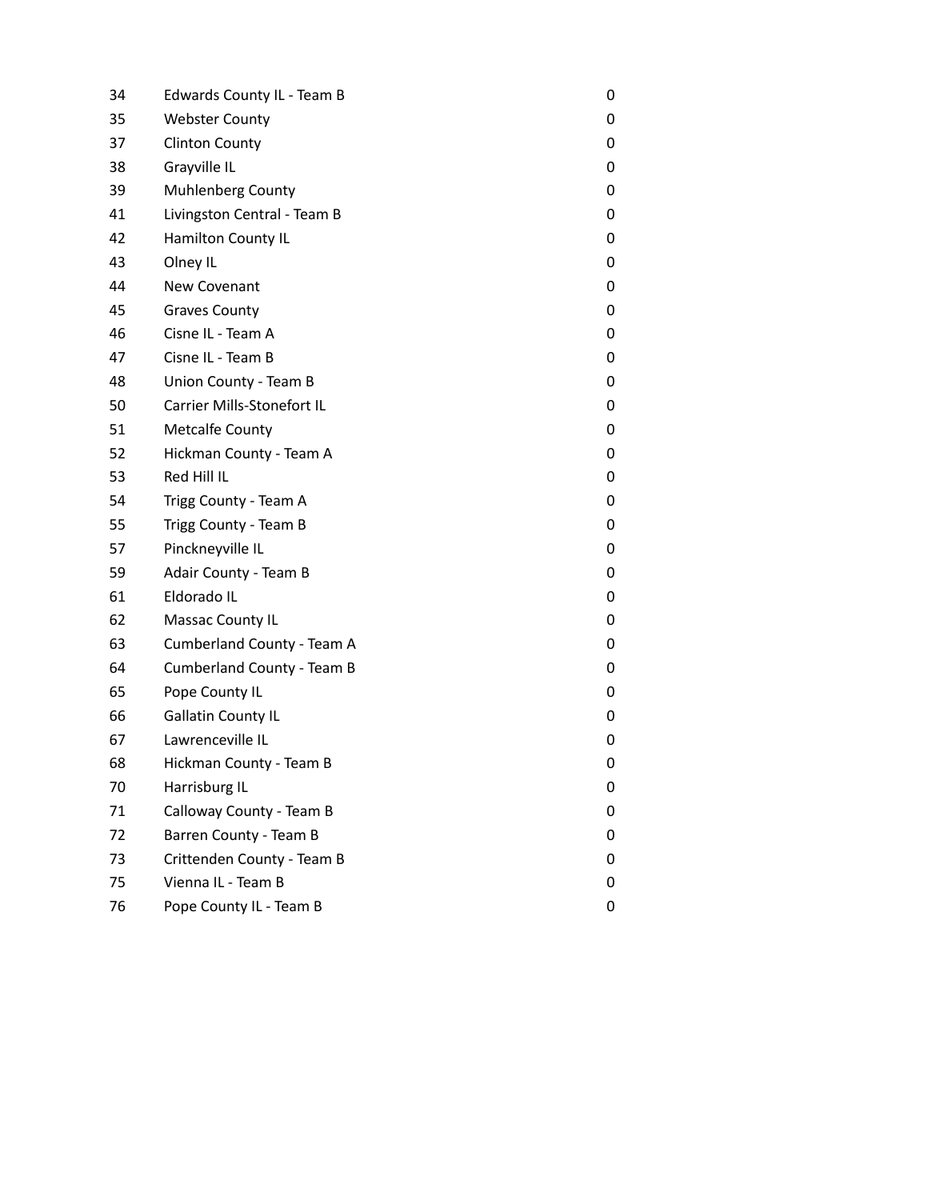| | | |
|---|---|---|
| 34 | Edwards County IL - Team B | 0 |
| 35 | Webster County | 0 |
| 37 | Clinton County | 0 |
| 38 | Grayville IL | 0 |
| 39 | Muhlenberg County | 0 |
| 41 | Livingston Central - Team B | 0 |
| 42 | Hamilton County IL | 0 |
| 43 | Olney IL | 0 |
| 44 | New Covenant | 0 |
| 45 | Graves County | 0 |
| 46 | Cisne IL - Team A | 0 |
| 47 | Cisne IL - Team B | 0 |
| 48 | Union County - Team B | 0 |
| 50 | Carrier Mills-Stonefort IL | 0 |
| 51 | Metcalfe County | 0 |
| 52 | Hickman County - Team A | 0 |
| 53 | Red Hill IL | 0 |
| 54 | Trigg County - Team A | 0 |
| 55 | Trigg County - Team B | 0 |
| 57 | Pinckneyville IL | 0 |
| 59 | Adair County - Team B | 0 |
| 61 | Eldorado IL | 0 |
| 62 | Massac County IL | 0 |
| 63 | Cumberland County - Team A | 0 |
| 64 | Cumberland County - Team B | 0 |
| 65 | Pope County IL | 0 |
| 66 | Gallatin County IL | 0 |
| 67 | Lawrenceville IL | 0 |
| 68 | Hickman County - Team B | 0 |
| 70 | Harrisburg IL | 0 |
| 71 | Calloway County - Team B | 0 |
| 72 | Barren County - Team B | 0 |
| 73 | Crittenden County - Team B | 0 |
| 75 | Vienna IL - Team B | 0 |
| 76 | Pope County IL - Team B | 0 |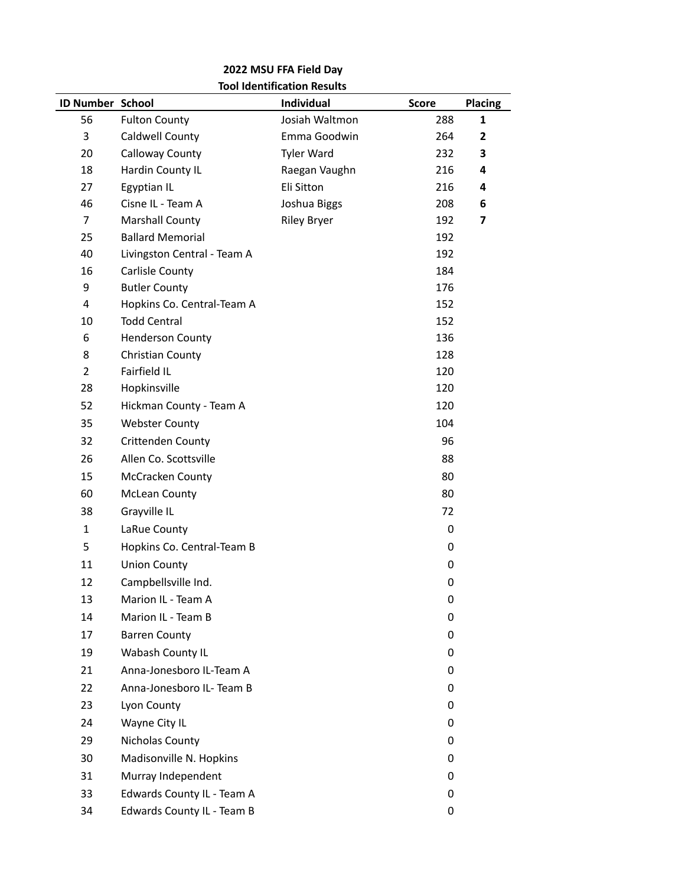# 2022 MSU FFA Field Day

## Tool Identification Results

| ID Number | School | Individual | Score | Placing |
|---|---|---|---|---|
| 56 | Fulton County | Josiah Waltmon | 288 | **1** |
| 3 | Caldwell County | Emma Goodwin | 264 | **2** |
| 20 | Calloway County | Tyler Ward | 232 | **3** |
| 18 | Hardin County IL | Raegan Vaughn | 216 | **4** |
| 27 | Egyptian IL | Eli Sitton | 216 | **4** |
| 46 | Cisne IL - Team A | Joshua Biggs | 208 | **6** |
| 7 | Marshall County | Riley Bryer | 192 | **7** |
| 25 | Ballard Memorial | | 192 | |
| 40 | Livingston Central - Team A | | 192 | |
| 16 | Carlisle County | | 184 | |
| 9 | Butler County | | 176 | |
| 4 | Hopkins Co. Central-Team A | | 152 | |
| 10 | Todd Central | | 152 | |
| 6 | Henderson County | | 136 | |
| 8 | Christian County | | 128 | |
| 2 | Fairfield IL | | 120 | |
| 28 | Hopkinsville | | 120 | |
| 52 | Hickman County - Team A | | 120 | |
| 35 | Webster County | | 104 | |
| 32 | Crittenden County | | 96 | |
| 26 | Allen Co. Scottsville | | 88 | |
| 15 | McCracken County | | 80 | |
| 60 | McLean County | | 80 | |
| 38 | Grayville IL | | 72 | |
| 1 | LaRue County | | 0 | |
| 5 | Hopkins Co. Central-Team B | | 0 | |
| 11 | Union County | | 0 | |
| 12 | Campbellsville Ind. | | 0 | |
| 13 | Marion IL - Team A | | 0 | |
| 14 | Marion IL - Team B | | 0 | |
| 17 | Barren County | | 0 | |
| 19 | Wabash County IL | | 0 | |
| 21 | Anna-Jonesboro IL-Team A | | 0 | |
| 22 | Anna-Jonesboro IL- Team B | | 0 | |
| 23 | Lyon County | | 0 | |
| 24 | Wayne City IL | | 0 | |
| 29 | Nicholas County | | 0 | |
| 30 | Madisonville N. Hopkins | | 0 | |
| 31 | Murray Independent | | 0 | |
| 33 | Edwards County IL - Team A | | 0 | |
| 34 | Edwards County IL - Team B | | 0 | |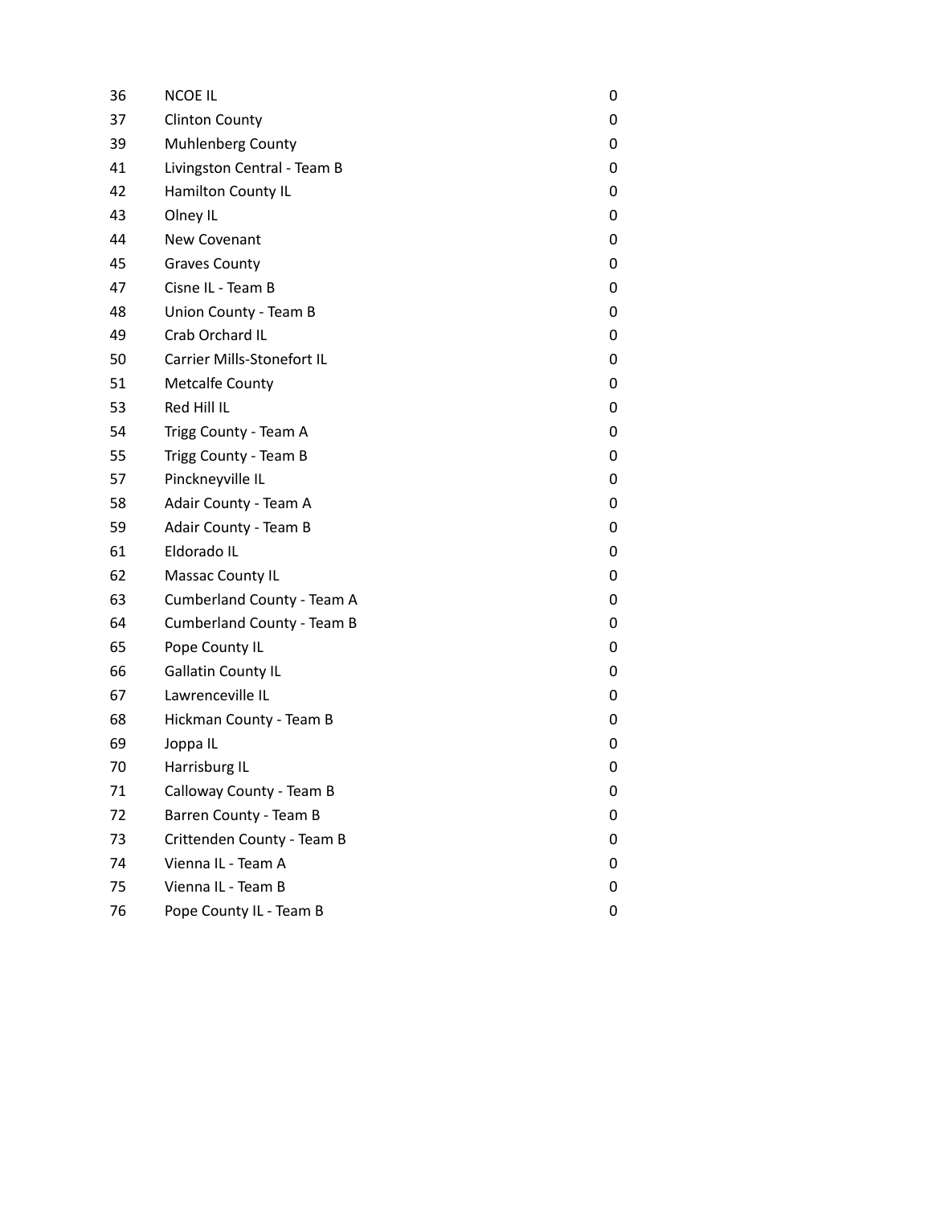| | | |
|---|---|---|
| 36 | NCOE IL | 0 |
| 37 | Clinton County | 0 |
| 39 | Muhlenberg County | 0 |
| 41 | Livingston Central - Team B | 0 |
| 42 | Hamilton County IL | 0 |
| 43 | Olney IL | 0 |
| 44 | New Covenant | 0 |
| 45 | Graves County | 0 |
| 47 | Cisne IL - Team B | 0 |
| 48 | Union County - Team B | 0 |
| 49 | Crab Orchard IL | 0 |
| 50 | Carrier Mills-Stonefort IL | 0 |
| 51 | Metcalfe County | 0 |
| 53 | Red Hill IL | 0 |
| 54 | Trigg County - Team A | 0 |
| 55 | Trigg County - Team B | 0 |
| 57 | Pinckneyville IL | 0 |
| 58 | Adair County - Team A | 0 |
| 59 | Adair County - Team B | 0 |
| 61 | Eldorado IL | 0 |
| 62 | Massac County IL | 0 |
| 63 | Cumberland County - Team A | 0 |
| 64 | Cumberland County - Team B | 0 |
| 65 | Pope County IL | 0 |
| 66 | Gallatin County IL | 0 |
| 67 | Lawrenceville IL | 0 |
| 68 | Hickman County - Team B | 0 |
| 69 | Joppa IL | 0 |
| 70 | Harrisburg IL | 0 |
| 71 | Calloway County - Team B | 0 |
| 72 | Barren County - Team B | 0 |
| 73 | Crittenden County - Team B | 0 |
| 74 | Vienna IL - Team A | 0 |
| 75 | Vienna IL - Team B | 0 |
| 76 | Pope County IL - Team B | 0 |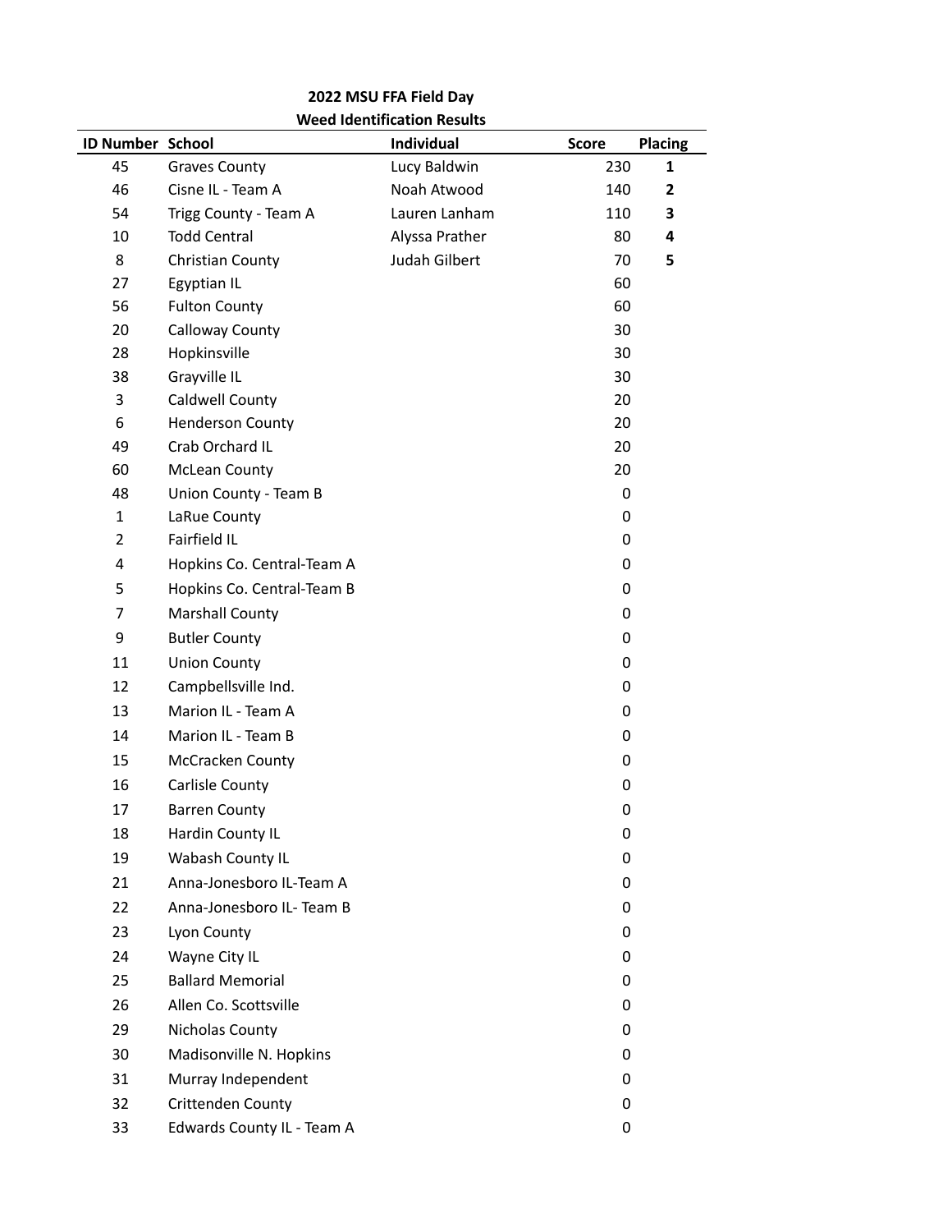## 2022 MSU FFA Field Day
### Weed Identification Results

| ID Number | School | Individual | Score | Placing |
|---|---|---|---|---|
| 45 | Graves County | Lucy Baldwin | 230 | **1** |
| 46 | Cisne IL - Team A | Noah Atwood | 140 | **2** |
| 54 | Trigg County - Team A | Lauren Lanham | 110 | **3** |
| 10 | Todd Central | Alyssa Prather | 80 | **4** |
| 8 | Christian County | Judah Gilbert | 70 | **5** |
| 27 | Egyptian IL | | 60 | |
| 56 | Fulton County | | 60 | |
| 20 | Calloway County | | 30 | |
| 28 | Hopkinsville | | 30 | |
| 38 | Grayville IL | | 30 | |
| 3 | Caldwell County | | 20 | |
| 6 | Henderson County | | 20 | |
| 49 | Crab Orchard IL | | 20 | |
| 60 | McLean County | | 20 | |
| 48 | Union County - Team B | | 0 | |
| 1 | LaRue County | | 0 | |
| 2 | Fairfield IL | | 0 | |
| 4 | Hopkins Co. Central-Team A | | 0 | |
| 5 | Hopkins Co. Central-Team B | | 0 | |
| 7 | Marshall County | | 0 | |
| 9 | Butler County | | 0 | |
| 11 | Union County | | 0 | |
| 12 | Campbellsville Ind. | | 0 | |
| 13 | Marion IL - Team A | | 0 | |
| 14 | Marion IL - Team B | | 0 | |
| 15 | McCracken County | | 0 | |
| 16 | Carlisle County | | 0 | |
| 17 | Barren County | | 0 | |
| 18 | Hardin County IL | | 0 | |
| 19 | Wabash County IL | | 0 | |
| 21 | Anna-Jonesboro IL-Team A | | 0 | |
| 22 | Anna-Jonesboro IL- Team B | | 0 | |
| 23 | Lyon County | | 0 | |
| 24 | Wayne City IL | | 0 | |
| 25 | Ballard Memorial | | 0 | |
| 26 | Allen Co. Scottsville | | 0 | |
| 29 | Nicholas County | | 0 | |
| 30 | Madisonville N. Hopkins | | 0 | |
| 31 | Murray Independent | | 0 | |
| 32 | Crittenden County | | 0 | |
| 33 | Edwards County IL - Team A | | 0 | |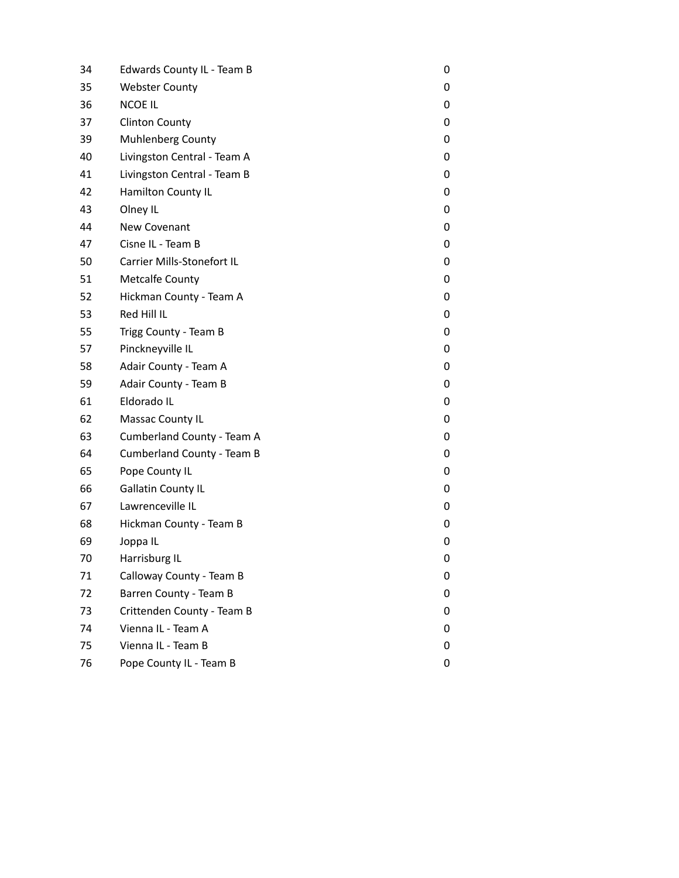| | | |
|---|---|---|
| 34 | Edwards County IL - Team B | 0 |
| 35 | Webster County | 0 |
| 36 | NCOE IL | 0 |
| 37 | Clinton County | 0 |
| 39 | Muhlenberg County | 0 |
| 40 | Livingston Central - Team A | 0 |
| 41 | Livingston Central - Team B | 0 |
| 42 | Hamilton County IL | 0 |
| 43 | Olney IL | 0 |
| 44 | New Covenant | 0 |
| 47 | Cisne IL - Team B | 0 |
| 50 | Carrier Mills-Stonefort IL | 0 |
| 51 | Metcalfe County | 0 |
| 52 | Hickman County - Team A | 0 |
| 53 | Red Hill IL | 0 |
| 55 | Trigg County - Team B | 0 |
| 57 | Pinckneyville IL | 0 |
| 58 | Adair County - Team A | 0 |
| 59 | Adair County - Team B | 0 |
| 61 | Eldorado IL | 0 |
| 62 | Massac County IL | 0 |
| 63 | Cumberland County - Team A | 0 |
| 64 | Cumberland County - Team B | 0 |
| 65 | Pope County IL | 0 |
| 66 | Gallatin County IL | 0 |
| 67 | Lawrenceville IL | 0 |
| 68 | Hickman County - Team B | 0 |
| 69 | Joppa IL | 0 |
| 70 | Harrisburg IL | 0 |
| 71 | Calloway County - Team B | 0 |
| 72 | Barren County - Team B | 0 |
| 73 | Crittenden County - Team B | 0 |
| 74 | Vienna IL - Team A | 0 |
| 75 | Vienna IL - Team B | 0 |
| 76 | Pope County IL - Team B | 0 |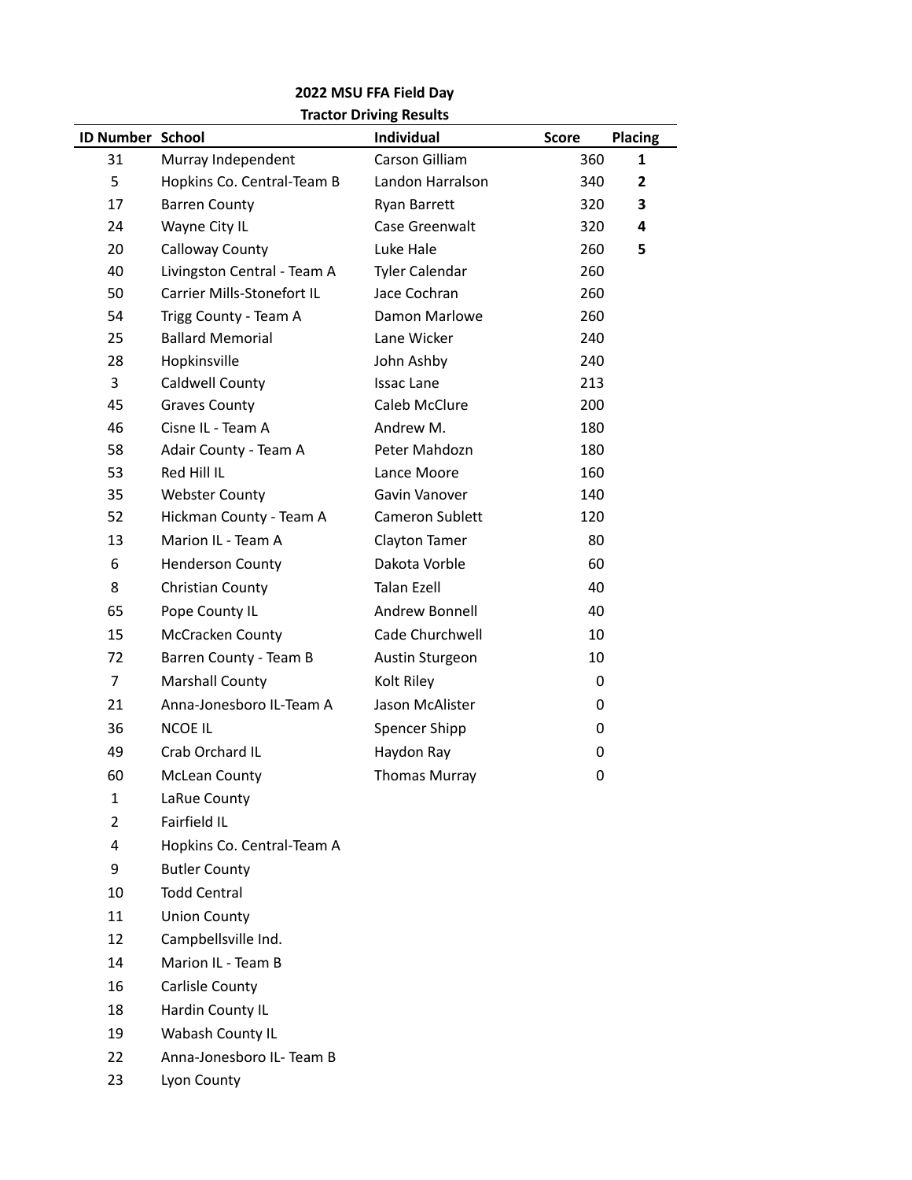**2022 MSU FFA Field Day**

**Tractor Driving Results**

| ID Number | School | Individual | Score | Placing |
|---|---|---|---|---|
| 31 | Murray Independent | Carson Gilliam | 360 | **1** |
| 5 | Hopkins Co. Central-Team B | Landon Harralson | 340 | **2** |
| 17 | Barren County | Ryan Barrett | 320 | **3** |
| 24 | Wayne City IL | Case Greenwalt | 320 | **4** |
| 20 | Calloway County | Luke Hale | 260 | **5** |
| 40 | Livingston Central - Team A | Tyler Calendar | 260 | |
| 50 | Carrier Mills-Stonefort IL | Jace Cochran | 260 | |
| 54 | Trigg County - Team A | Damon Marlowe | 260 | |
| 25 | Ballard Memorial | Lane Wicker | 240 | |
| 28 | Hopkinsville | John Ashby | 240 | |
| 3 | Caldwell County | Issac Lane | 213 | |
| 45 | Graves County | Caleb McClure | 200 | |
| 46 | Cisne IL - Team A | Andrew M. | 180 | |
| 58 | Adair County - Team A | Peter Mahdozn | 180 | |
| 53 | Red Hill IL | Lance Moore | 160 | |
| 35 | Webster County | Gavin Vanover | 140 | |
| 52 | Hickman County - Team A | Cameron Sublett | 120 | |
| 13 | Marion IL - Team A | Clayton Tamer | 80 | |
| 6 | Henderson County | Dakota Vorble | 60 | |
| 8 | Christian County | Talan Ezell | 40 | |
| 65 | Pope County IL | Andrew Bonnell | 40 | |
| 15 | McCracken County | Cade Churchwell | 10 | |
| 72 | Barren County - Team B | Austin Sturgeon | 10 | |
| 7 | Marshall County | Kolt Riley | 0 | |
| 21 | Anna-Jonesboro IL-Team A | Jason McAlister | 0 | |
| 36 | NCOE IL | Spencer Shipp | 0 | |
| 49 | Crab Orchard IL | Haydon Ray | 0 | |
| 60 | McLean County | Thomas Murray | 0 | |
| 1 | LaRue County | | | |
| 2 | Fairfield IL | | | |
| 4 | Hopkins Co. Central-Team A | | | |
| 9 | Butler County | | | |
| 10 | Todd Central | | | |
| 11 | Union County | | | |
| 12 | Campbellsville Ind. | | | |
| 14 | Marion IL - Team B | | | |
| 16 | Carlisle County | | | |
| 18 | Hardin County IL | | | |
| 19 | Wabash County IL | | | |
| 22 | Anna-Jonesboro IL- Team B | | | |
| 23 | Lyon County | | | |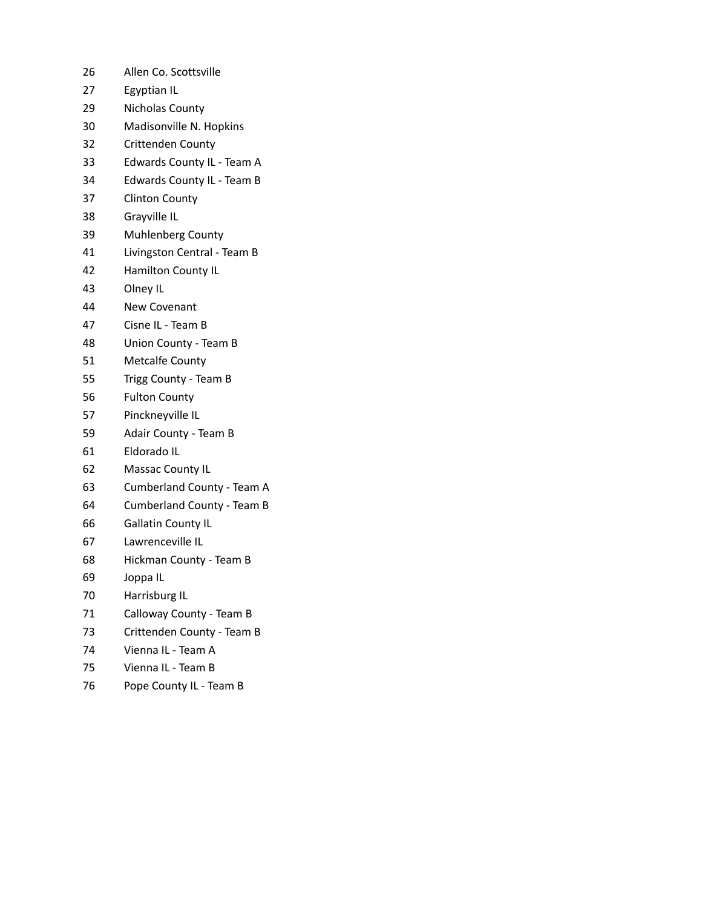| | |
|---|---|
| 26 | Allen Co. Scottsville |
| 27 | Egyptian IL |
| 29 | Nicholas County |
| 30 | Madisonville N. Hopkins |
| 32 | Crittenden County |
| 33 | Edwards County IL - Team A |
| 34 | Edwards County IL - Team B |
| 37 | Clinton County |
| 38 | Grayville IL |
| 39 | Muhlenberg County |
| 41 | Livingston Central - Team B |
| 42 | Hamilton County IL |
| 43 | Olney IL |
| 44 | New Covenant |
| 47 | Cisne IL - Team B |
| 48 | Union County - Team B |
| 51 | Metcalfe County |
| 55 | Trigg County - Team B |
| 56 | Fulton County |
| 57 | Pinckneyville IL |
| 59 | Adair County - Team B |
| 61 | Eldorado IL |
| 62 | Massac County IL |
| 63 | Cumberland County - Team A |
| 64 | Cumberland County - Team B |
| 66 | Gallatin County IL |
| 67 | Lawrenceville IL |
| 68 | Hickman County - Team B |
| 69 | Joppa IL |
| 70 | Harrisburg IL |
| 71 | Calloway County - Team B |
| 73 | Crittenden County - Team B |
| 74 | Vienna IL - Team A |
| 75 | Vienna IL - Team B |
| 76 | Pope County IL - Team B |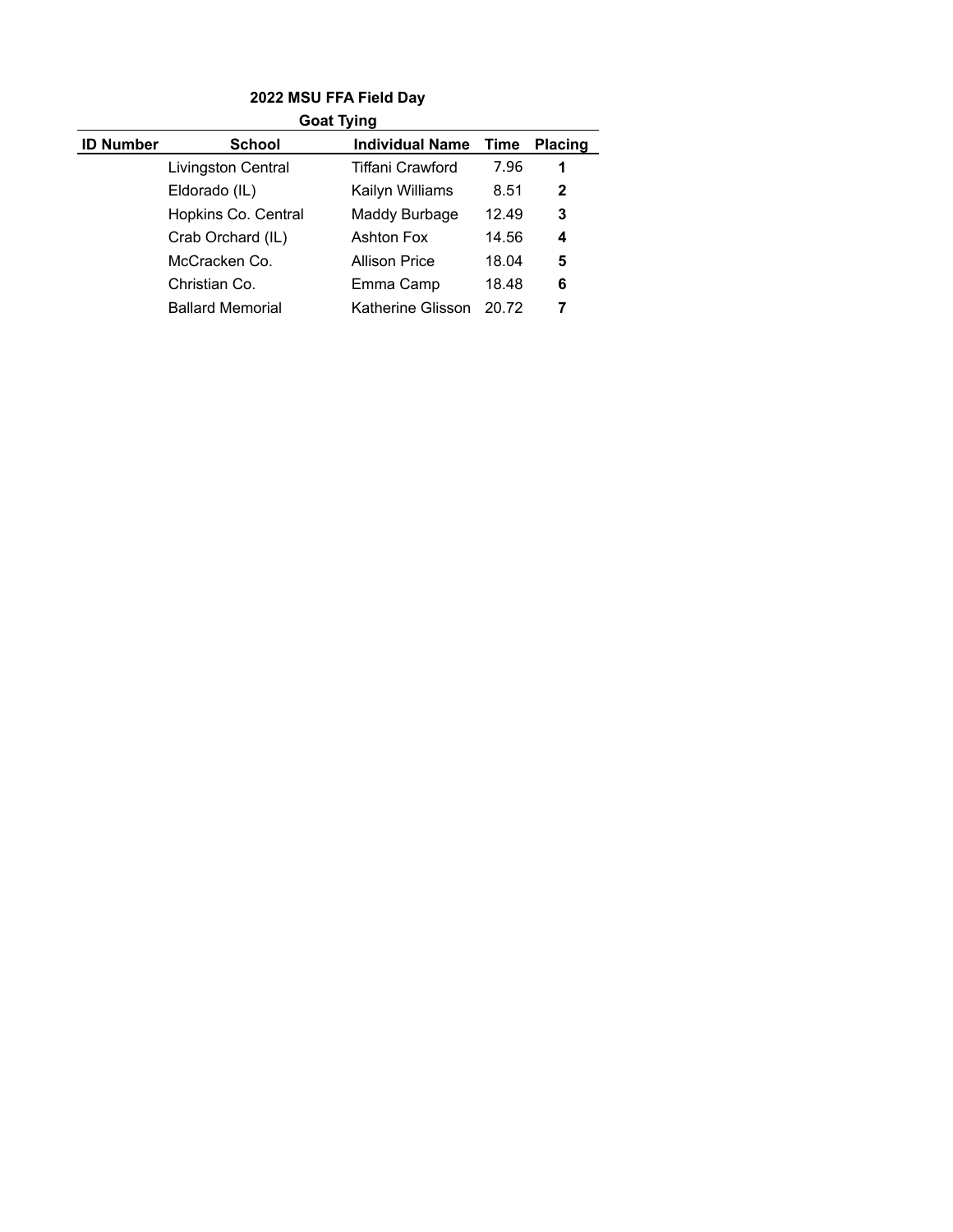**2022 MSU FFA Field Day**

**Goat Tying**

| ID Number | School | Individual Name | Time | Placing |
|---|---|---|---|---|
| | Livingston Central | Tiffani Crawford | 7.96 | **1** |
| | Eldorado (IL) | Kailyn Williams | 8.51 | **2** |
| | Hopkins Co. Central | Maddy Burbage | 12.49 | **3** |
| | Crab Orchard (IL) | Ashton Fox | 14.56 | **4** |
| | McCracken Co. | Allison Price | 18.04 | **5** |
| | Christian Co. | Emma Camp | 18.48 | **6** |
| | Ballard Memorial | Katherine Glisson | 20.72 | **7** |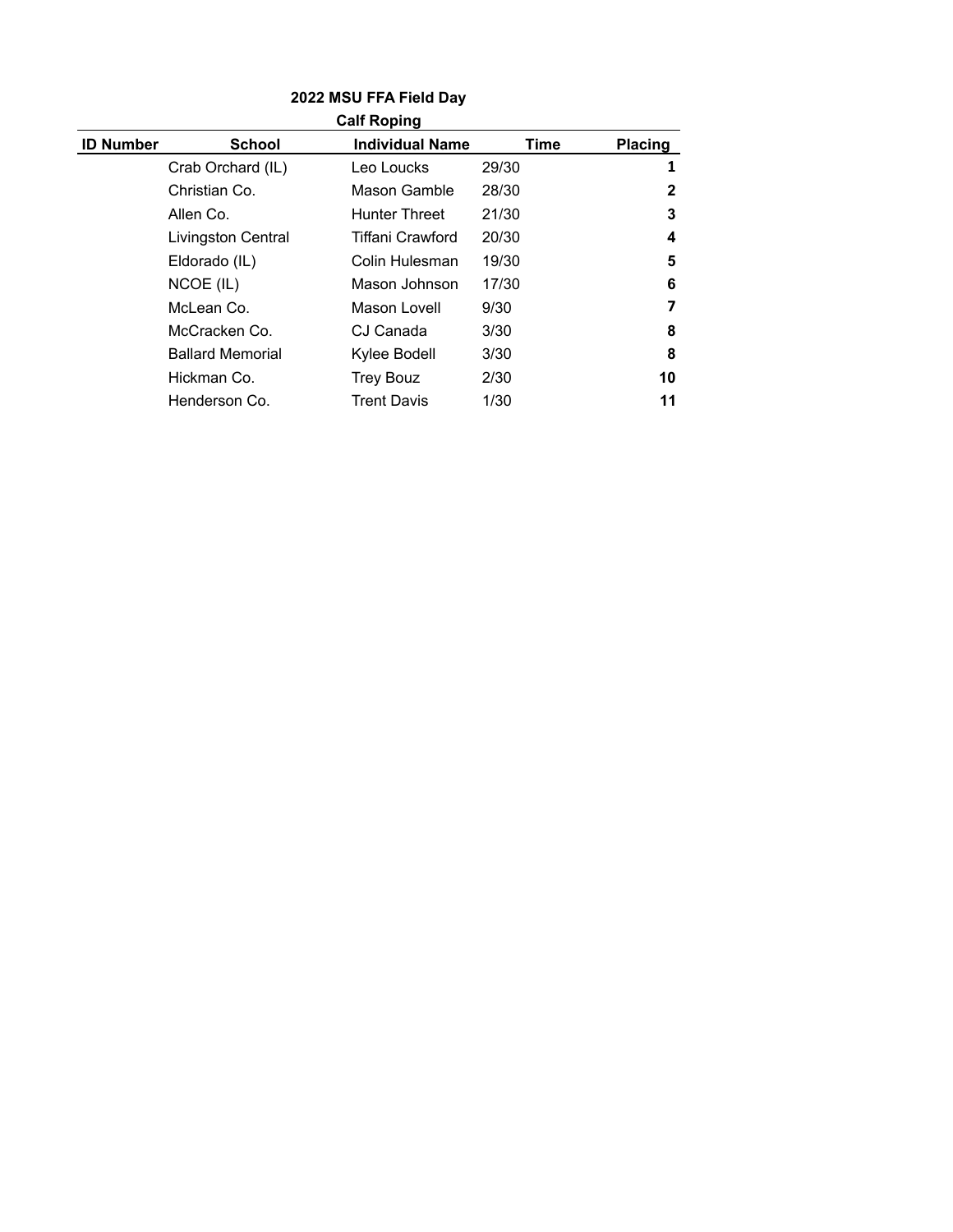**2022 MSU FFA Field Day**

**Calf Roping**

| ID Number | School | Individual Name | Time | Placing |
|---|---|---|---|---|
| | Crab Orchard (IL) | Leo Loucks | 29/30 | **1** |
| | Christian Co. | Mason Gamble | 28/30 | **2** |
| | Allen Co. | Hunter Threet | 21/30 | **3** |
| | Livingston Central | Tiffani Crawford | 20/30 | **4** |
| | Eldorado (IL) | Colin Hulesman | 19/30 | **5** |
| | NCOE (IL) | Mason Johnson | 17/30 | **6** |
| | McLean Co. | Mason Lovell | 9/30 | **7** |
| | McCracken Co. | CJ Canada | 3/30 | **8** |
| | Ballard Memorial | Kylee Bodell | 3/30 | **8** |
| | Hickman Co. | Trey Bouz | 2/30 | **10** |
| | Henderson Co. | Trent Davis | 1/30 | **11** |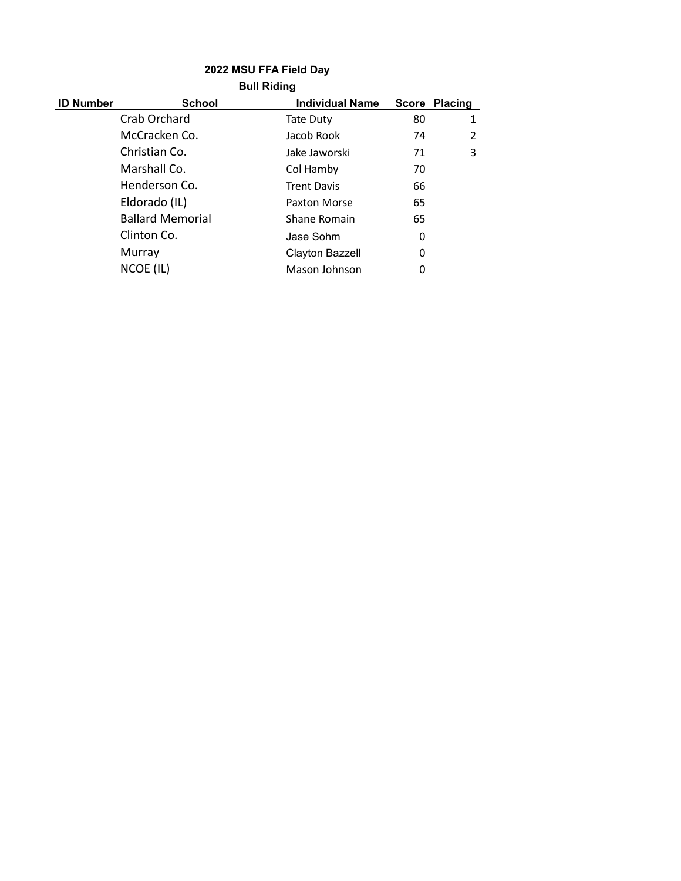## 2022 MSU FFA Field Day

### Bull Riding

| ID Number | School | Individual Name | Score | Placing |
|---|---|---|---|---|
| | Crab Orchard | Tate Duty | 80 | 1 |
| | McCracken Co. | Jacob Rook | 74 | 2 |
| | Christian Co. | Jake Jaworski | 71 | 3 |
| | Marshall Co. | Col Hamby | 70 | |
| | Henderson Co. | Trent Davis | 66 | |
| | Eldorado (IL) | Paxton Morse | 65 | |
| | Ballard Memorial | Shane Romain | 65 | |
| | Clinton Co. | Jase Sohm | 0 | |
| | Murray | Clayton Bazzell | 0 | |
| | NCOE (IL) | Mason Johnson | 0 | |